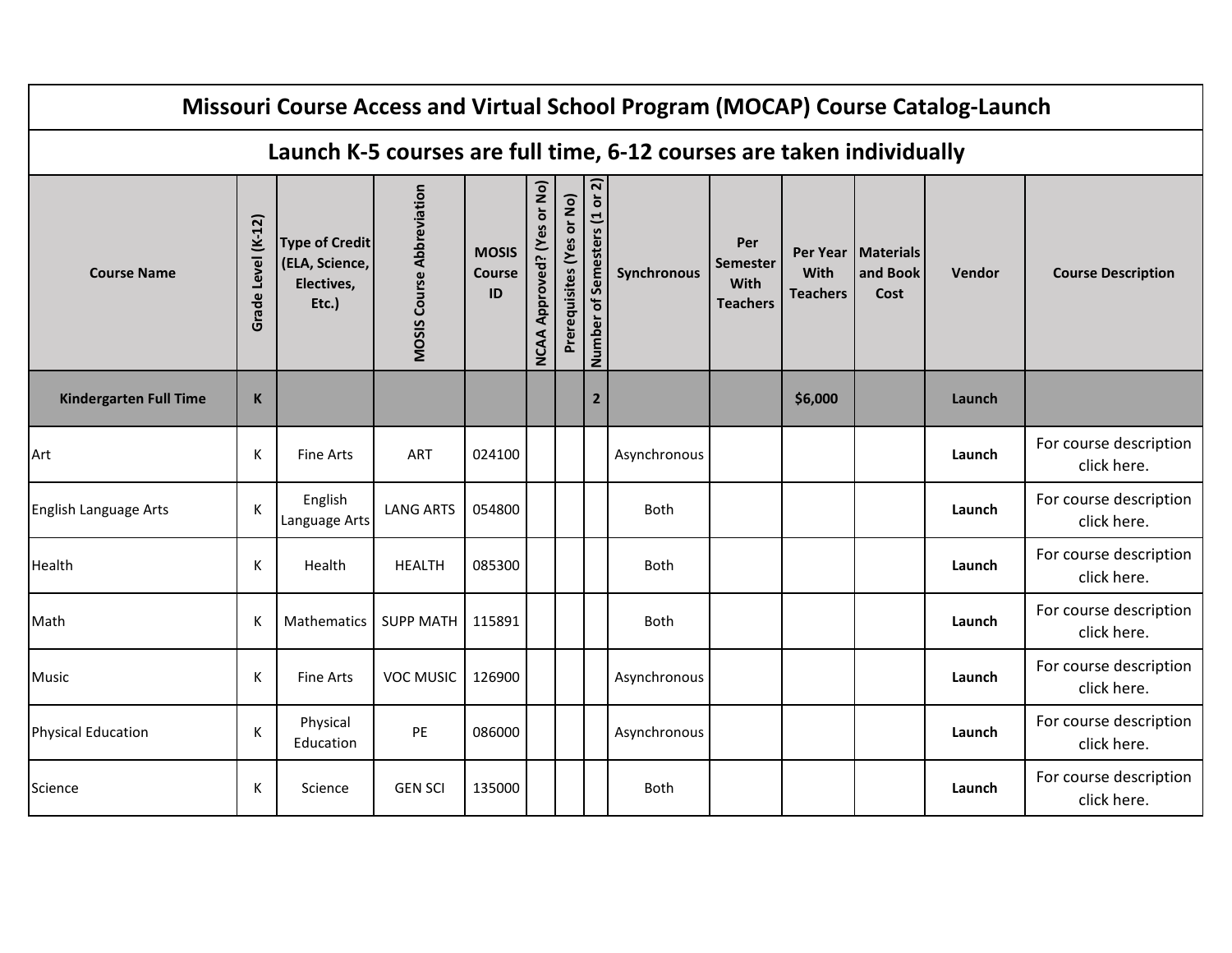# Missouri Course Access and Virtual School Program (MOCAP) Course Catalog-Launch

## Launch K-5 courses are full time, 6-12 courses are taken individually

| Course Name | Grade Level (K-12) | Type of Credit (ELA, Science, Electives, Etc.) | MOSIS Course Abbreviation | MOSIS Course ID | NCAA Approved? (Yes or No) | Prerequisites (Yes or No) | Number of Semesters (1 or 2) | Synchronous | Per Semester With Teachers | Per Year With Teachers | Materials and Book Cost | Vendor | Course Description |
|---|---|---|---|---|---|---|---|---|---|---|---|---|---|
| **Kindergarten Full Time** | **K** | | | | | | **2** | | | **$6,000** | | **Launch** | |
| Art | K | Fine Arts | ART | 024100 | | | | Asynchronous | | | | **Launch** | For course description click here. |
| English Language Arts | K | English Language Arts | LANG ARTS | 054800 | | | | Both | | | | **Launch** | For course description click here. |
| Health | K | Health | HEALTH | 085300 | | | | Both | | | | **Launch** | For course description click here. |
| Math | K | Mathematics | SUPP MATH | 115891 | | | | Both | | | | **Launch** | For course description click here. |
| Music | K | Fine Arts | VOC MUSIC | 126900 | | | | Asynchronous | | | | **Launch** | For course description click here. |
| Physical Education | K | Physical Education | PE | 086000 | | | | Asynchronous | | | | **Launch** | For course description click here. |
| Science | K | Science | GEN SCI | 135000 | | | | Both | | | | **Launch** | For course description click here. |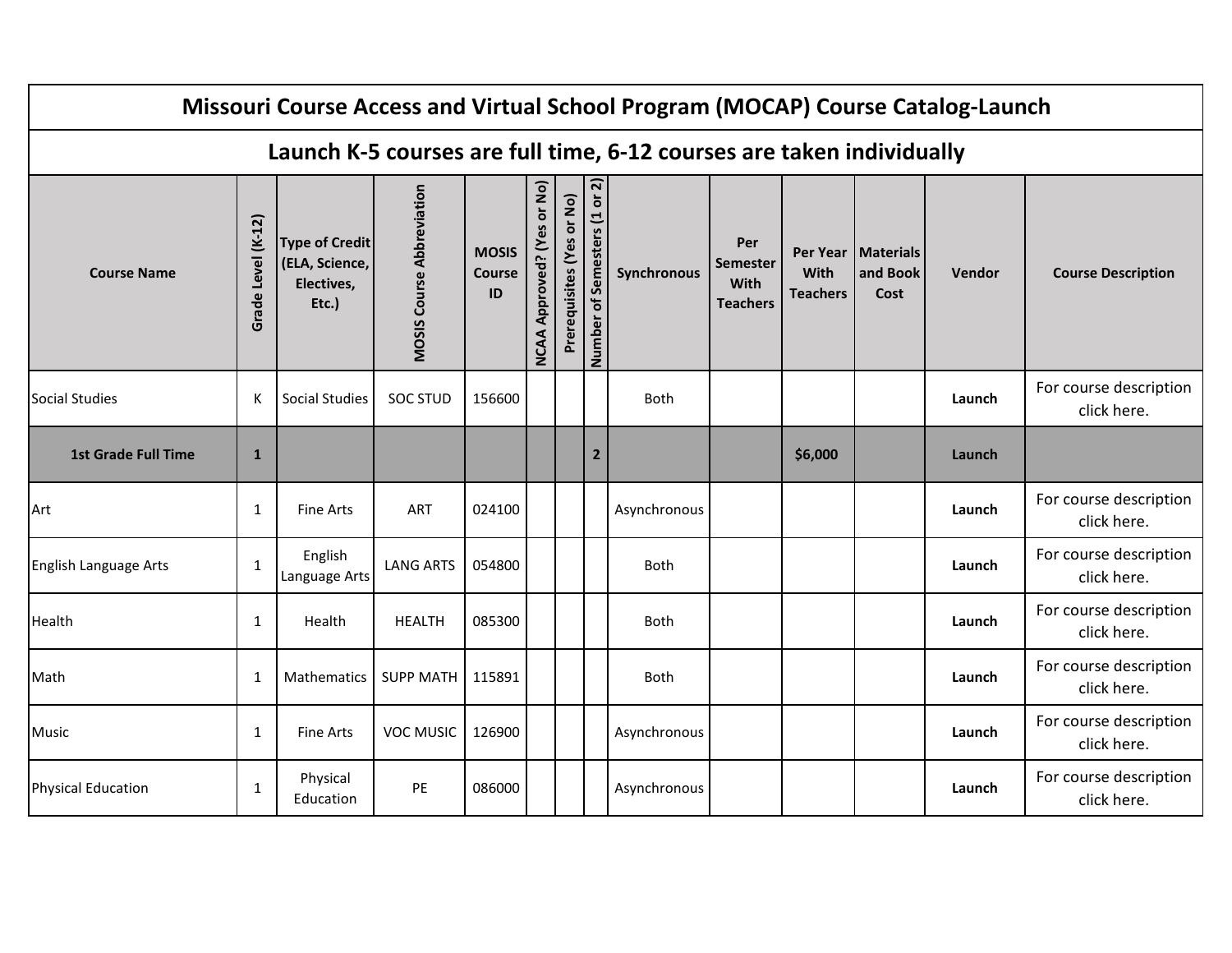# Missouri Course Access and Virtual School Program (MOCAP) Course Catalog-Launch

## Launch K-5 courses are full time, 6-12 courses are taken individually

| Course Name | Grade Level (K-12) | Type of Credit (ELA, Science, Electives, Etc.) | MOSIS Course Abbreviation | MOSIS Course ID | NCAA Approved? (Yes or No) | Prerequisites (Yes or No) | Number of Semesters (1 or 2) | Synchronous | Per Semester With Teachers | Per Year With Teachers | Materials and Book Cost | Vendor | Course Description |
|---|---|---|---|---|---|---|---|---|---|---|---|---|---|
| Social Studies | K | Social Studies | SOC STUD | 156600 | | | | Both | | | | **Launch** | For course description click here. |
| **1st Grade Full Time** | **1** | | | | | | **2** | | | **$6,000** | | **Launch** | |
| Art | 1 | Fine Arts | ART | 024100 | | | | Asynchronous | | | | **Launch** | For course description click here. |
| English Language Arts | 1 | English Language Arts | LANG ARTS | 054800 | | | | Both | | | | **Launch** | For course description click here. |
| Health | 1 | Health | HEALTH | 085300 | | | | Both | | | | **Launch** | For course description click here. |
| Math | 1 | Mathematics | SUPP MATH | 115891 | | | | Both | | | | **Launch** | For course description click here. |
| Music | 1 | Fine Arts | VOC MUSIC | 126900 | | | | Asynchronous | | | | **Launch** | For course description click here. |
| Physical Education | 1 | Physical Education | PE | 086000 | | | | Asynchronous | | | | **Launch** | For course description click here. |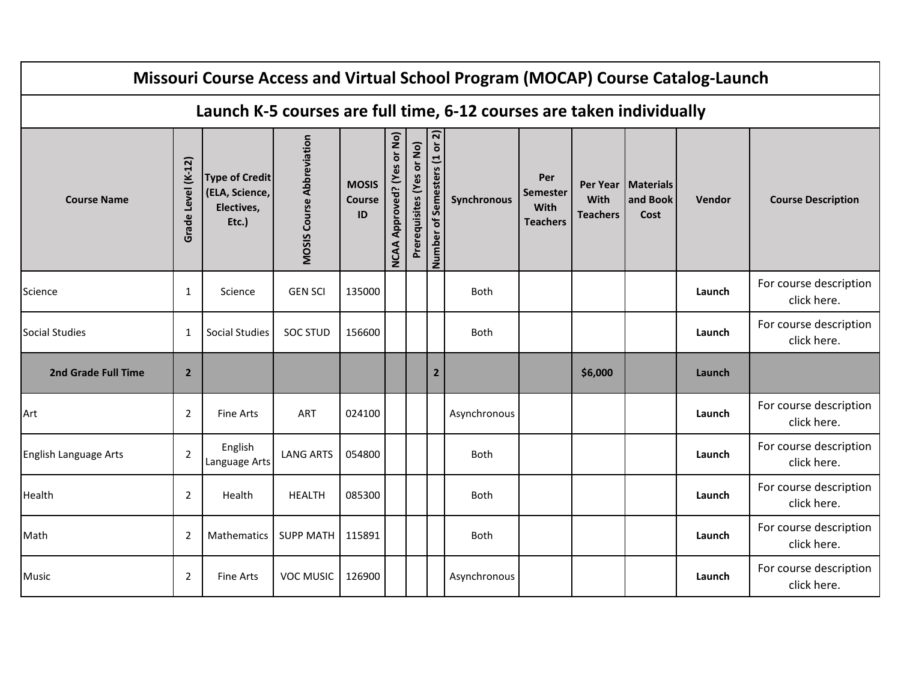# Missouri Course Access and Virtual School Program (MOCAP) Course Catalog-Launch

## Launch K-5 courses are full time, 6-12 courses are taken individually

| Course Name | Grade Level (K-12) | Type of Credit (ELA, Science, Electives, Etc.) | MOSIS Course Abbreviation | MOSIS Course ID | NCAA Approved? (Yes or No) | Prerequisites (Yes or No) | Number of Semesters (1 or 2) | Synchronous | Per Semester With Teachers | Per Year With Teachers | Materials and Book Cost | Vendor | Course Description |
|---|---|---|---|---|---|---|---|---|---|---|---|---|---|
| Science | 1 | Science | GEN SCI | 135000 | | | | Both | | | | **Launch** | For course description click here. |
| Social Studies | 1 | Social Studies | SOC STUD | 156600 | | | | Both | | | | **Launch** | For course description click here. |
| **2nd Grade Full Time** | **2** | | | | | | **2** | | | **$6,000** | | **Launch** | |
| Art | 2 | Fine Arts | ART | 024100 | | | | Asynchronous | | | | **Launch** | For course description click here. |
| English Language Arts | 2 | English Language Arts | LANG ARTS | 054800 | | | | Both | | | | **Launch** | For course description click here. |
| Health | 2 | Health | HEALTH | 085300 | | | | Both | | | | **Launch** | For course description click here. |
| Math | 2 | Mathematics | SUPP MATH | 115891 | | | | Both | | | | **Launch** | For course description click here. |
| Music | 2 | Fine Arts | VOC MUSIC | 126900 | | | | Asynchronous | | | | **Launch** | For course description click here. |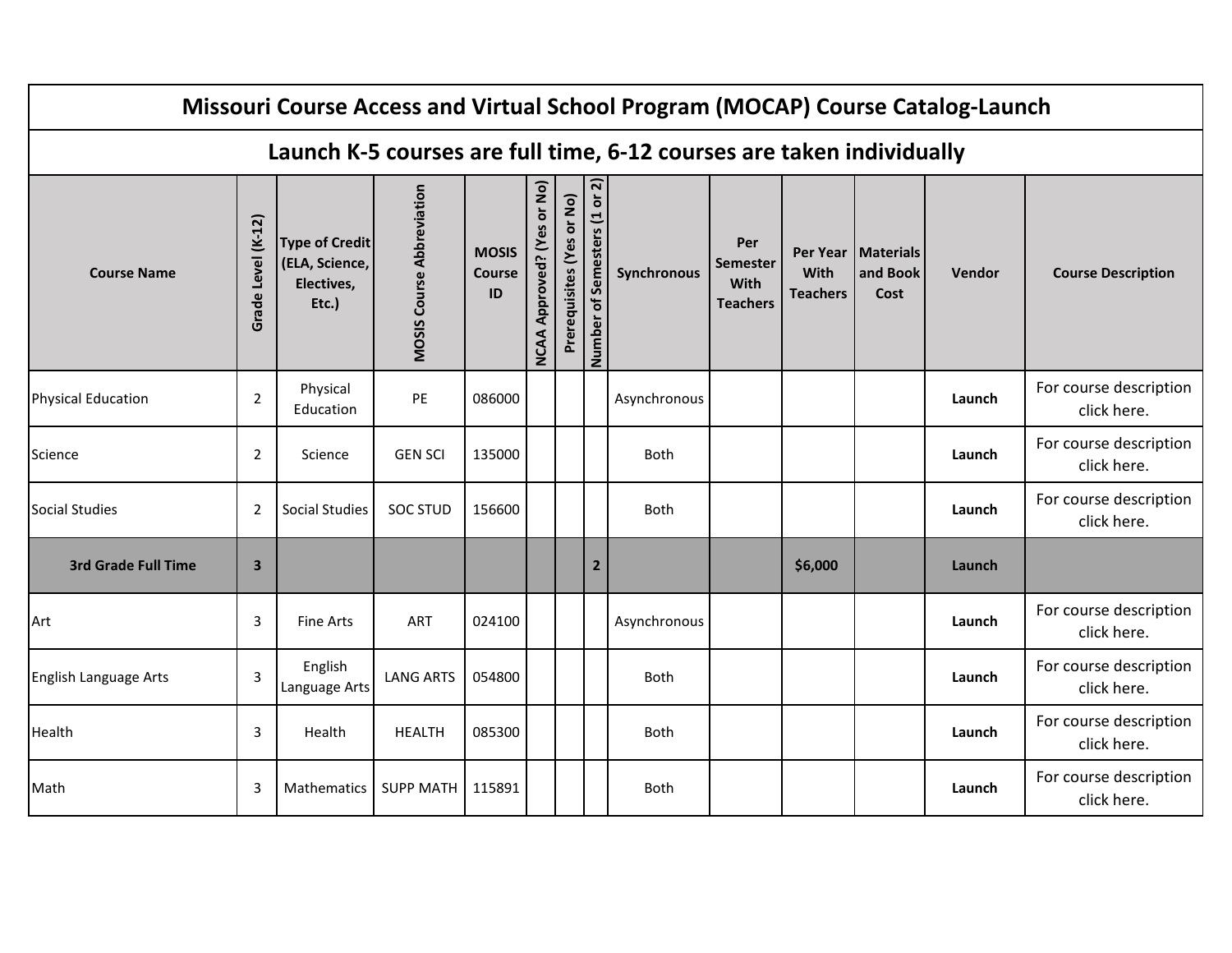| Missouri Course Access and Virtual School Program (MOCAP) Course Catalog-Launch | | | | | | | | | | | | | |
|---|---|---|---|---|---|---|---|---|---|---|---|---|---|
| Launch K-5 courses are full time, 6-12 courses are taken individually | | | | | | | | | | | | | |
| Course Name | Grade Level (K-12) | Type of Credit (ELA, Science, Electives, Etc.) | MOSIS Course Abbreviation | MOSIS Course ID | NCAA Approved? (Yes or No) | Prerequisites (Yes or No) | Number of Semesters (1 or 2) | Synchronous | Per Semester With Teachers | Per Year With Teachers | Materials and Book Cost | Vendor | Course Description |
| Physical Education | 2 | Physical Education | PE | 086000 | | | | Asynchronous | | | | **Launch** | For course description click here. |
| Science | 2 | Science | GEN SCI | 135000 | | | | Both | | | | **Launch** | For course description click here. |
| Social Studies | 2 | Social Studies | SOC STUD | 156600 | | | | Both | | | | **Launch** | For course description click here. |
| **3rd Grade Full Time** | **3** | | | | | | **2** | | | **$6,000** | | **Launch** | |
| Art | 3 | Fine Arts | ART | 024100 | | | | Asynchronous | | | | **Launch** | For course description click here. |
| English Language Arts | 3 | English Language Arts | LANG ARTS | 054800 | | | | Both | | | | **Launch** | For course description click here. |
| Health | 3 | Health | HEALTH | 085300 | | | | Both | | | | **Launch** | For course description click here. |
| Math | 3 | Mathematics | SUPP MATH | 115891 | | | | Both | | | | **Launch** | For course description click here. |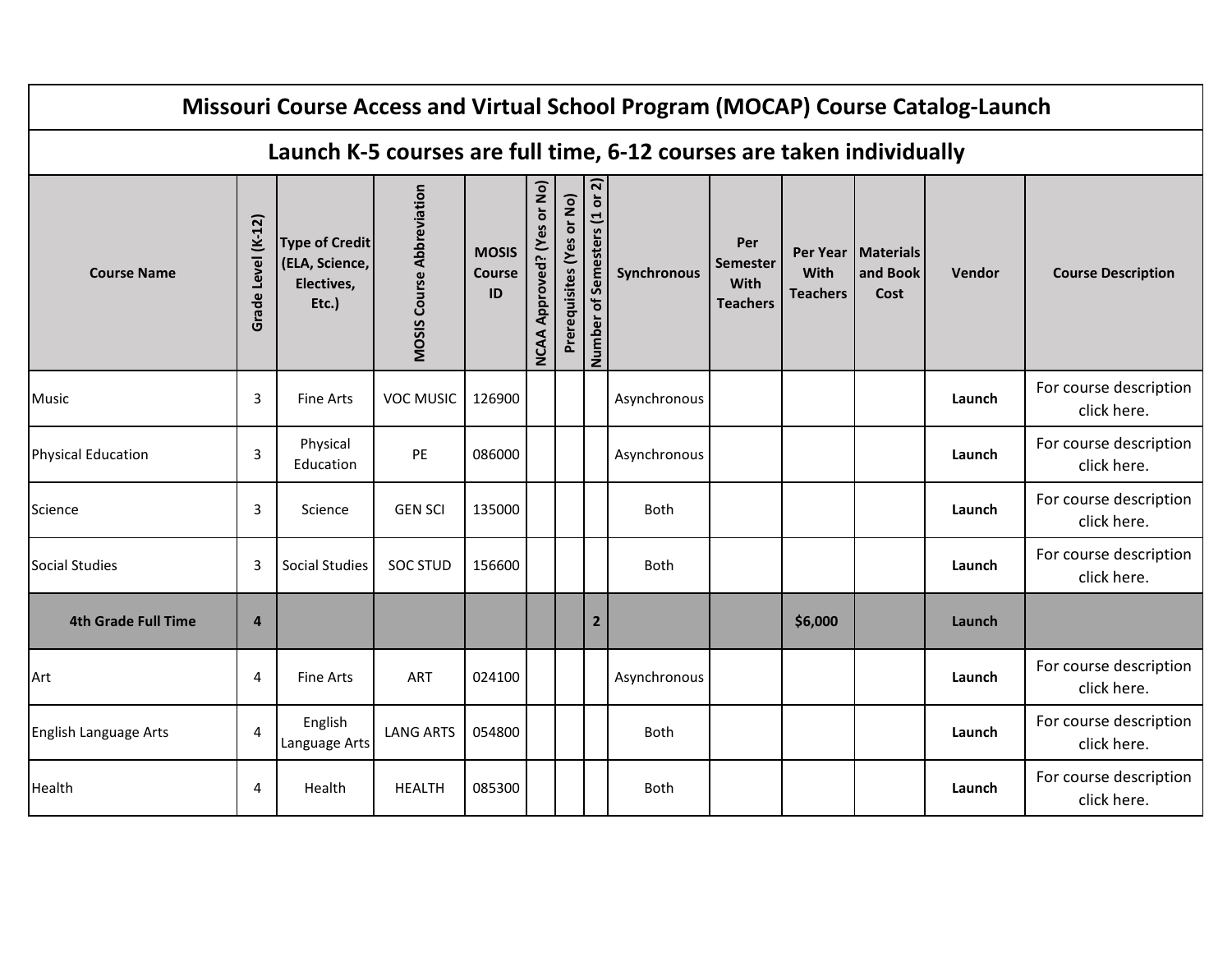| Missiouri Course Access and Virtual School Program (MOCAP) Course Catalog-Launch | | | | | | | | | | | | | |
|---|---|---|---|---|---|---|---|---|---|---|---|---|---|
| **Launch K-5 courses are full time, 6-12 courses are taken individually** | | | | | | | | | | | | | |
| **Course Name** | **Grade Level (K-12)** | **Type of Credit (ELA, Science, Electives, Etc.)** | **MOSIS Course Abbreviation** | **MOSIS Course ID** | **NCAA Approved? (Yes or No)** | **Prerequisites (Yes or No)** | **Number of Semesters (1 or 2)** | **Synchronous** | **Per Semester With Teachers** | **Per Year With Teachers** | **Materials and Book Cost** | **Vendor** | **Course Description** |
| Music | 3 | Fine Arts | VOC MUSIC | 126900 | | | | Asynchronous | | | | **Launch** | For course description click here. |
| Physical Education | 3 | Physical Education | PE | 086000 | | | | Asynchronous | | | | **Launch** | For course description click here. |
| Science | 3 | Science | GEN SCI | 135000 | | | | Both | | | | **Launch** | For course description click here. |
| Social Studies | 3 | Social Studies | SOC STUD | 156600 | | | | Both | | | | **Launch** | For course description click here. |
| **4th Grade Full Time** | **4** | | | | | | **2** | | | **$6,000** | | **Launch** | |
| Art | 4 | Fine Arts | ART | 024100 | | | | Asynchronous | | | | **Launch** | For course description click here. |
| English Language Arts | 4 | English Language Arts | LANG ARTS | 054800 | | | | Both | | | | **Launch** | For course description click here. |
| Health | 4 | Health | HEALTH | 085300 | | | | Both | | | | **Launch** | For course description click here. |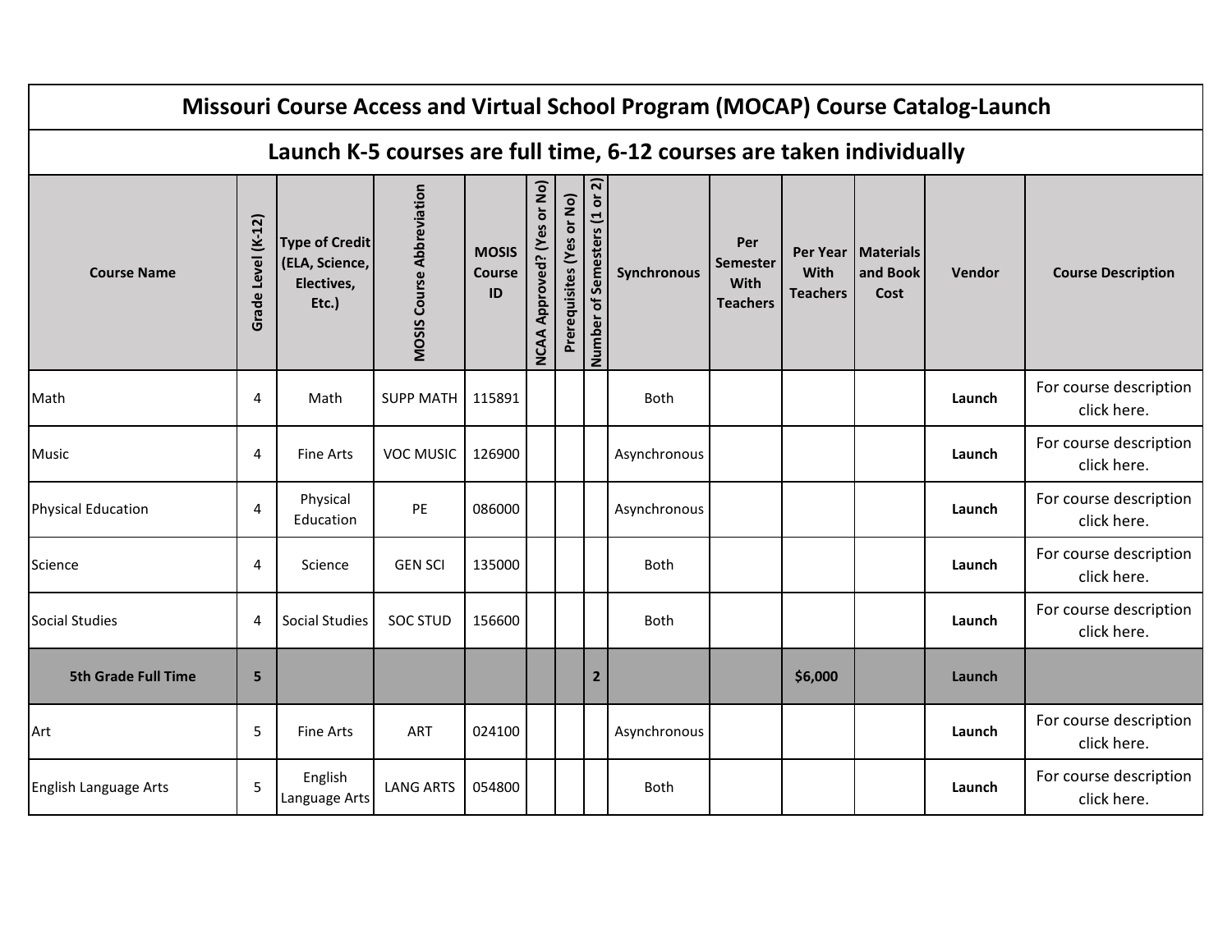| Missouri Course Access and Virtual School Program (MOCAP) Course Catalog-Launch | | | | | | | | | | | | | |
|---|---|---|---|---|---|---|---|---|---|---|---|---|---|
| Launch K-5 courses are full time, 6-12 courses are taken individually | | | | | | | | | | | | | |
| **Course Name** | **Grade Level (K-12)** | **Type of Credit (ELA, Science, Electives, Etc.)** | **MOSIS Course Abbreviation** | **MOSIS Course ID** | **NCAA Approved? (Yes or No)** | **Prerequisites (Yes or No)** | **Number of Semesters (1 or 2)** | **Synchronous** | **Per Semester With Teachers** | **Per Year With Teachers** | **Materials and Book Cost** | **Vendor** | **Course Description** |
| Math | 4 | Math | SUPP MATH | 115891 | | | | Both | | | | **Launch** | For course description click here. |
| Music | 4 | Fine Arts | VOC MUSIC | 126900 | | | | Asynchronous | | | | **Launch** | For course description click here. |
| Physical Education | 4 | Physical Education | PE | 086000 | | | | Asynchronous | | | | **Launch** | For course description click here. |
| Science | 4 | Science | GEN SCI | 135000 | | | | Both | | | | **Launch** | For course description click here. |
| Social Studies | 4 | Social Studies | SOC STUD | 156600 | | | | Both | | | | **Launch** | For course description click here. |
| **5th Grade Full Time** | **5** | | | | | | **2** | | | **$6,000** | | **Launch** | |
| Art | 5 | Fine Arts | ART | 024100 | | | | Asynchronous | | | | **Launch** | For course description click here. |
| English Language Arts | 5 | English Language Arts | LANG ARTS | 054800 | | | | Both | | | | **Launch** | For course description click here. |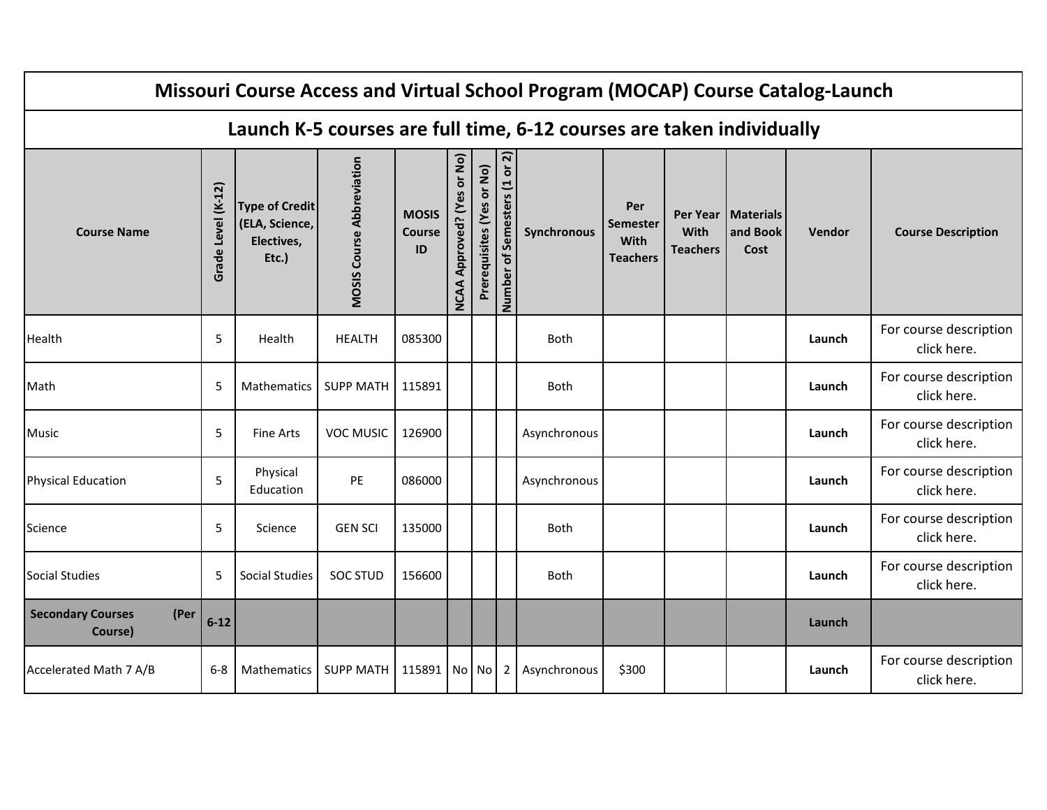| Missouri Course Access and Virtual School Program (MOCAP) Course Catalog-Launch | | | | | | | | | | | | | |
|---|---|---|---|---|---|---|---|---|---|---|---|---|---|
| **Launch K-5 courses are full time, 6-12 courses are taken individually** | | | | | | | | | | | | | |
| **Course Name** | **Grade Level (K-12)** | **Type of Credit (ELA, Science, Electives, Etc.)** | **MOSIS Course Abbreviation** | **MOSIS Course ID** | **NCAA Approved? (Yes or No)** | **Prerequisites (Yes or No)** | **Number of Semesters (1 or 2)** | **Synchronous** | **Per Semester With Teachers** | **Per Year With Teachers** | **Materials and Book Cost** | **Vendor** | **Course Description** |
| Health | 5 | Health | HEALTH | 085300 | | | | Both | | | | **Launch** | For course description click here. |
| Math | 5 | Mathematics | SUPP MATH | 115891 | | | | Both | | | | **Launch** | For course description click here. |
| Music | 5 | Fine Arts | VOC MUSIC | 126900 | | | | Asynchronous | | | | **Launch** | For course description click here. |
| Physical Education | 5 | Physical Education | PE | 086000 | | | | Asynchronous | | | | **Launch** | For course description click here. |
| Science | 5 | Science | GEN SCI | 135000 | | | | Both | | | | **Launch** | For course description click here. |
| Social Studies | 5 | Social Studies | SOC STUD | 156600 | | | | Both | | | | **Launch** | For course description click here. |
| **Secondary Courses (Per Course)** | **6-12** | | | | | | | | | | | **Launch** | |
| Accelerated Math 7 A/B | 6-8 | Mathematics | SUPP MATH | 115891 | No | No | 2 | Asynchronous | $300 | | | **Launch** | For course description click here. |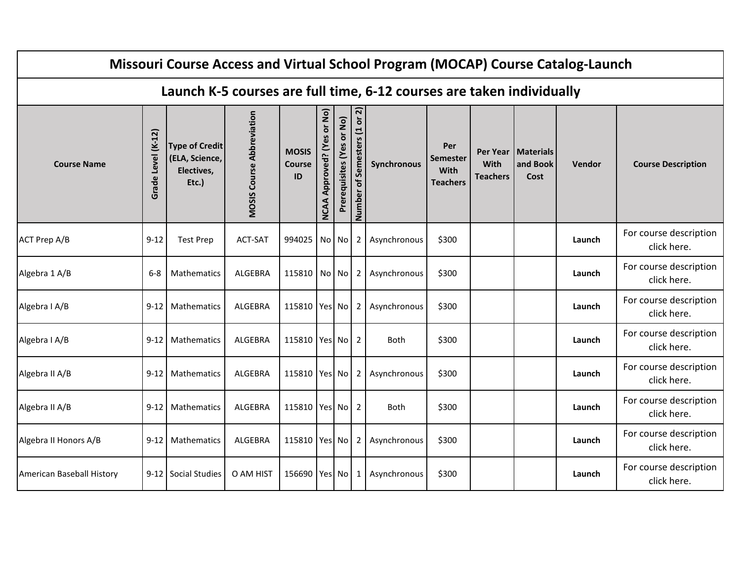# Missouri Course Access and Virtual School Program (MOCAP) Course Catalog-Launch

## Launch K-5 courses are full time, 6-12 courses are taken individually

| Course Name | Grade Level (K-12) | Type of Credit (ELA, Science, Electives, Etc.) | MOSIS Course Abbreviation | MOSIS Course ID | NCAA Approved? (Yes or No) | Prerequisites (Yes or No) | Number of Semesters (1 or 2) | Synchronous | Per Semester With Teachers | Per Year With Teachers | Materials and Book Cost | Vendor | Course Description |
|---|---|---|---|---|---|---|---|---|---|---|---|---|---|
| ACT Prep A/B | 9-12 | Test Prep | ACT-SAT | 994025 | No | No | 2 | Asynchronous | $300 | | | **Launch** | For course description click here. |
| Algebra 1 A/B | 6-8 | Mathematics | ALGEBRA | 115810 | No | No | 2 | Asynchronous | $300 | | | **Launch** | For course description click here. |
| Algebra I A/B | 9-12 | Mathematics | ALGEBRA | 115810 | Yes | No | 2 | Asynchronous | $300 | | | **Launch** | For course description click here. |
| Algebra I A/B | 9-12 | Mathematics | ALGEBRA | 115810 | Yes | No | 2 | Both | $300 | | | **Launch** | For course description click here. |
| Algebra II A/B | 9-12 | Mathematics | ALGEBRA | 115810 | Yes | No | 2 | Asynchronous | $300 | | | **Launch** | For course description click here. |
| Algebra II A/B | 9-12 | Mathematics | ALGEBRA | 115810 | Yes | No | 2 | Both | $300 | | | **Launch** | For course description click here. |
| Algebra II Honors A/B | 9-12 | Mathematics | ALGEBRA | 115810 | Yes | No | 2 | Asynchronous | $300 | | | **Launch** | For course description click here. |
| American Baseball History | 9-12 | Social Studies | O AM HIST | 156690 | Yes | No | 1 | Asynchronous | $300 | | | **Launch** | For course description click here. |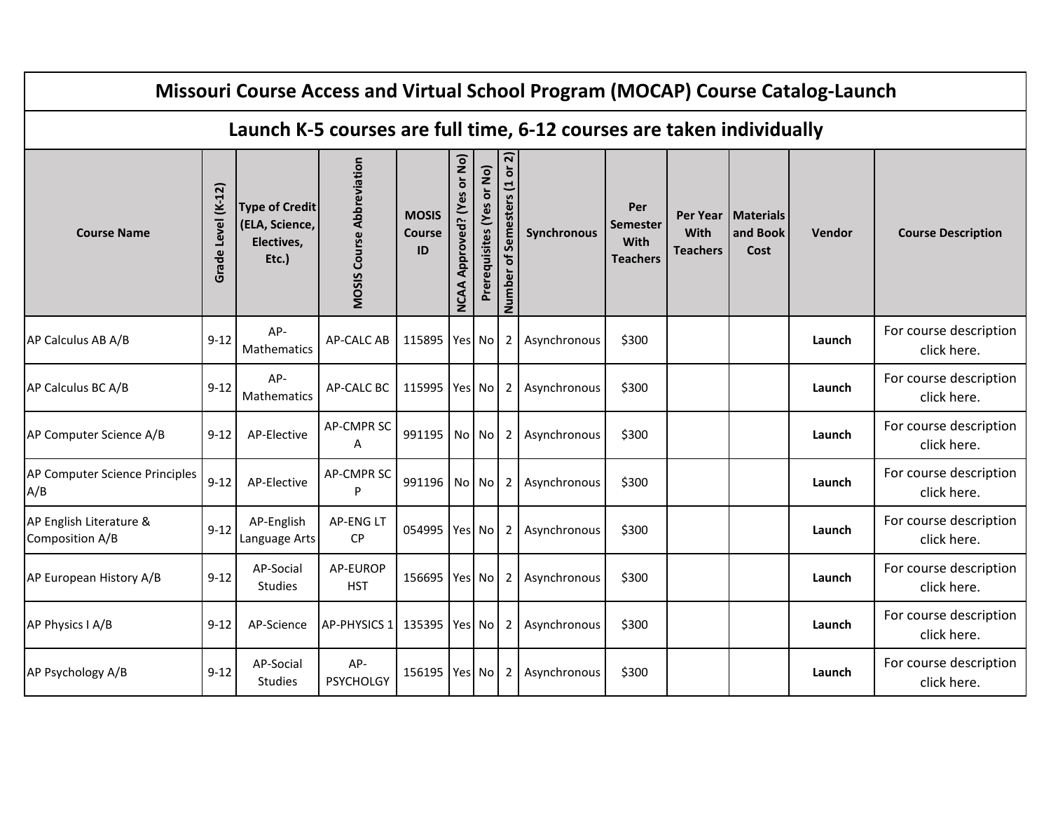# Missouri Course Access and Virtual School Program (MOCAP) Course Catalog-Launch

## Launch K-5 courses are full time, 6-12 courses are taken individually

| Course Name | Grade Level (K-12) | Type of Credit (ELA, Science, Electives, Etc.) | MOSIS Course Abbreviation | MOSIS Course ID | NCAA Approved? (Yes or No) | Prerequisites (Yes or No) | Number of Semesters (1 or 2) | Synchronous | Per Semester With Teachers | Per Year With Teachers | Materials and Book Cost | Vendor | Course Description |
|---|---|---|---|---|---|---|---|---|---|---|---|---|---|
| AP Calculus AB A/B | 9-12 | AP-Mathematics | AP-CALC AB | 115895 | Yes | No | 2 | Asynchronous | $300 | | | **Launch** | For course description click here. |
| AP Calculus BC A/B | 9-12 | AP-Mathematics | AP-CALC BC | 115995 | Yes | No | 2 | Asynchronous | $300 | | | **Launch** | For course description click here. |
| AP Computer Science A/B | 9-12 | AP-Elective | AP-CMPR SC A | 991195 | No | No | 2 | Asynchronous | $300 | | | **Launch** | For course description click here. |
| AP Computer Science Principles A/B | 9-12 | AP-Elective | AP-CMPR SC P | 991196 | No | No | 2 | Asynchronous | $300 | | | **Launch** | For course description click here. |
| AP English Literature & Composition A/B | 9-12 | AP-English Language Arts | AP-ENG LT CP | 054995 | Yes | No | 2 | Asynchronous | $300 | | | **Launch** | For course description click here. |
| AP European History A/B | 9-12 | AP-Social Studies | AP-EUROP HST | 156695 | Yes | No | 2 | Asynchronous | $300 | | | **Launch** | For course description click here. |
| AP Physics I A/B | 9-12 | AP-Science | AP-PHYSICS 1 | 135395 | Yes | No | 2 | Asynchronous | $300 | | | **Launch** | For course description click here. |
| AP Psychology A/B | 9-12 | AP-Social Studies | AP-PSYCHOLGY | 156195 | Yes | No | 2 | Asynchronous | $300 | | | **Launch** | For course description click here. |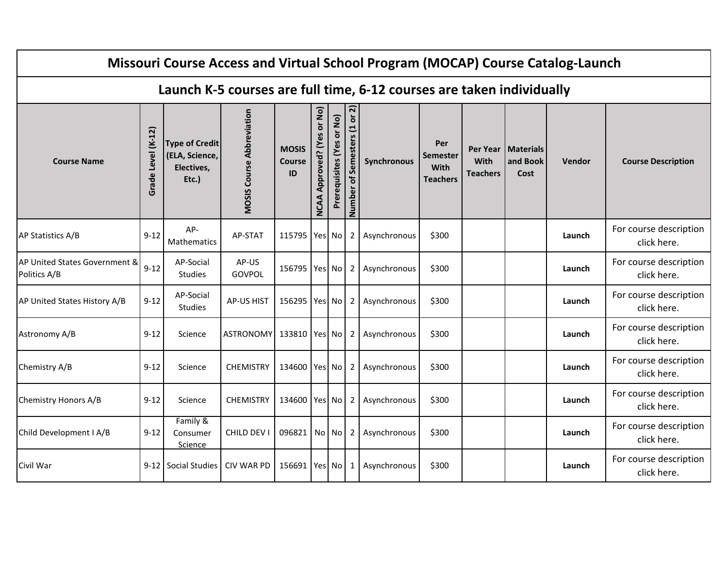# Missouri Course Access and Virtual School Program (MOCAP) Course Catalog-Launch

## Launch K-5 courses are full time, 6-12 courses are taken individually

| Course Name | Grade Level (K-12) | Type of Credit (ELA, Science, Electives, Etc.) | MOSIS Course Abbreviation | MOSIS Course ID | NCAA Approved? (Yes or No) | Prerequisites (Yes or No) | Number of Semesters (1 or 2) | Synchronous | Per Semester With Teachers | Per Year With Teachers | Materials and Book Cost | Vendor | Course Description |
|---|---|---|---|---|---|---|---|---|---|---|---|---|---|
| AP Statistics A/B | 9-12 | AP-Mathematics | AP-STAT | 115795 | Yes | No | 2 | Asynchronous | $300 | | | **Launch** | For course description click here. |
| AP United States Government & Politics A/B | 9-12 | AP-Social Studies | AP-US GOVPOL | 156795 | Yes | No | 2 | Asynchronous | $300 | | | **Launch** | For course description click here. |
| AP United States History A/B | 9-12 | AP-Social Studies | AP-US HIST | 156295 | Yes | No | 2 | Asynchronous | $300 | | | **Launch** | For course description click here. |
| Astronomy A/B | 9-12 | Science | ASTRONOMY | 133810 | Yes | No | 2 | Asynchronous | $300 | | | **Launch** | For course description click here. |
| Chemistry A/B | 9-12 | Science | CHEMISTRY | 134600 | Yes | No | 2 | Asynchronous | $300 | | | **Launch** | For course description click here. |
| Chemistry Honors A/B | 9-12 | Science | CHEMISTRY | 134600 | Yes | No | 2 | Asynchronous | $300 | | | **Launch** | For course description click here. |
| Child Development I A/B | 9-12 | Family & Consumer Science | CHILD DEV I | 096821 | No | No | 2 | Asynchronous | $300 | | | **Launch** | For course description click here. |
| Civil War | 9-12 | Social Studies | CIV WAR PD | 156691 | Yes | No | 1 | Asynchronous | $300 | | | **Launch** | For course description click here. |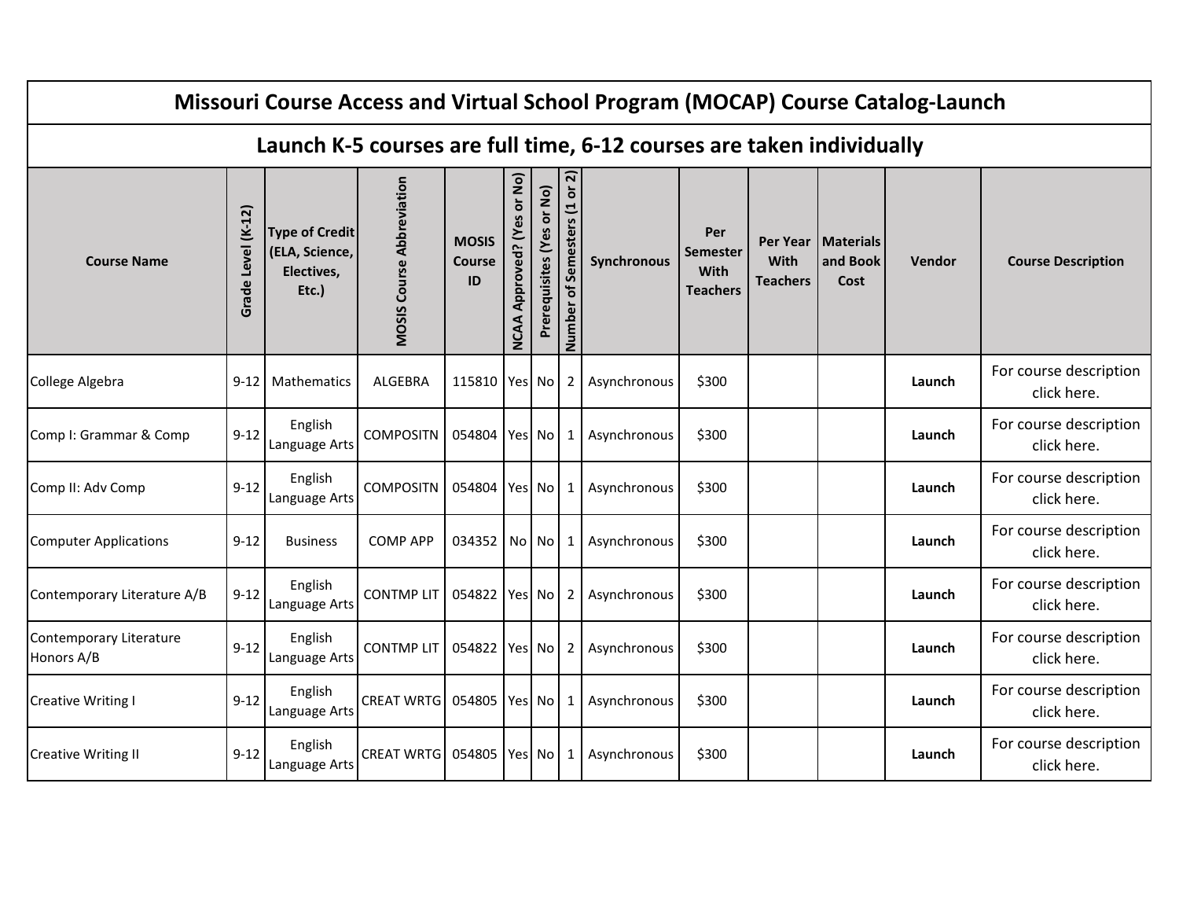# Missouri Course Access and Virtual School Program (MOCAP) Course Catalog-Launch

## Launch K-5 courses are full time, 6-12 courses are taken individually

| Course Name | Grade Level (K-12) | Type of Credit (ELA, Science, Electives, Etc.) | MOSIS Course Abbreviation | MOSIS Course ID | NCAA Approved? (Yes or No) | Prerequisites (Yes or No) | Number of Semesters (1 or 2) | Synchronous | Per Semester With Teachers | Per Year With Teachers | Materials and Book Cost | Vendor | Course Description |
|---|---|---|---|---|---|---|---|---|---|---|---|---|---|
| College Algebra | 9-12 | Mathematics | ALGEBRA | 115810 | Yes | No | 2 | Asynchronous | $300 | | | **Launch** | For course description click here. |
| Comp I: Grammar & Comp | 9-12 | English Language Arts | COMPOSITN | 054804 | Yes | No | 1 | Asynchronous | $300 | | | **Launch** | For course description click here. |
| Comp II: Adv Comp | 9-12 | English Language Arts | COMPOSITN | 054804 | Yes | No | 1 | Asynchronous | $300 | | | **Launch** | For course description click here. |
| Computer Applications | 9-12 | Business | COMP APP | 034352 | No | No | 1 | Asynchronous | $300 | | | **Launch** | For course description click here. |
| Contemporary Literature A/B | 9-12 | English Language Arts | CONTMP LIT | 054822 | Yes | No | 2 | Asynchronous | $300 | | | **Launch** | For course description click here. |
| Contemporary Literature Honors A/B | 9-12 | English Language Arts | CONTMP LIT | 054822 | Yes | No | 2 | Asynchronous | $300 | | | **Launch** | For course description click here. |
| Creative Writing I | 9-12 | English Language Arts | CREAT WRTG | 054805 | Yes | No | 1 | Asynchronous | $300 | | | **Launch** | For course description click here. |
| Creative Writing II | 9-12 | English Language Arts | CREAT WRTG | 054805 | Yes | No | 1 | Asynchronous | $300 | | | **Launch** | For course description click here. |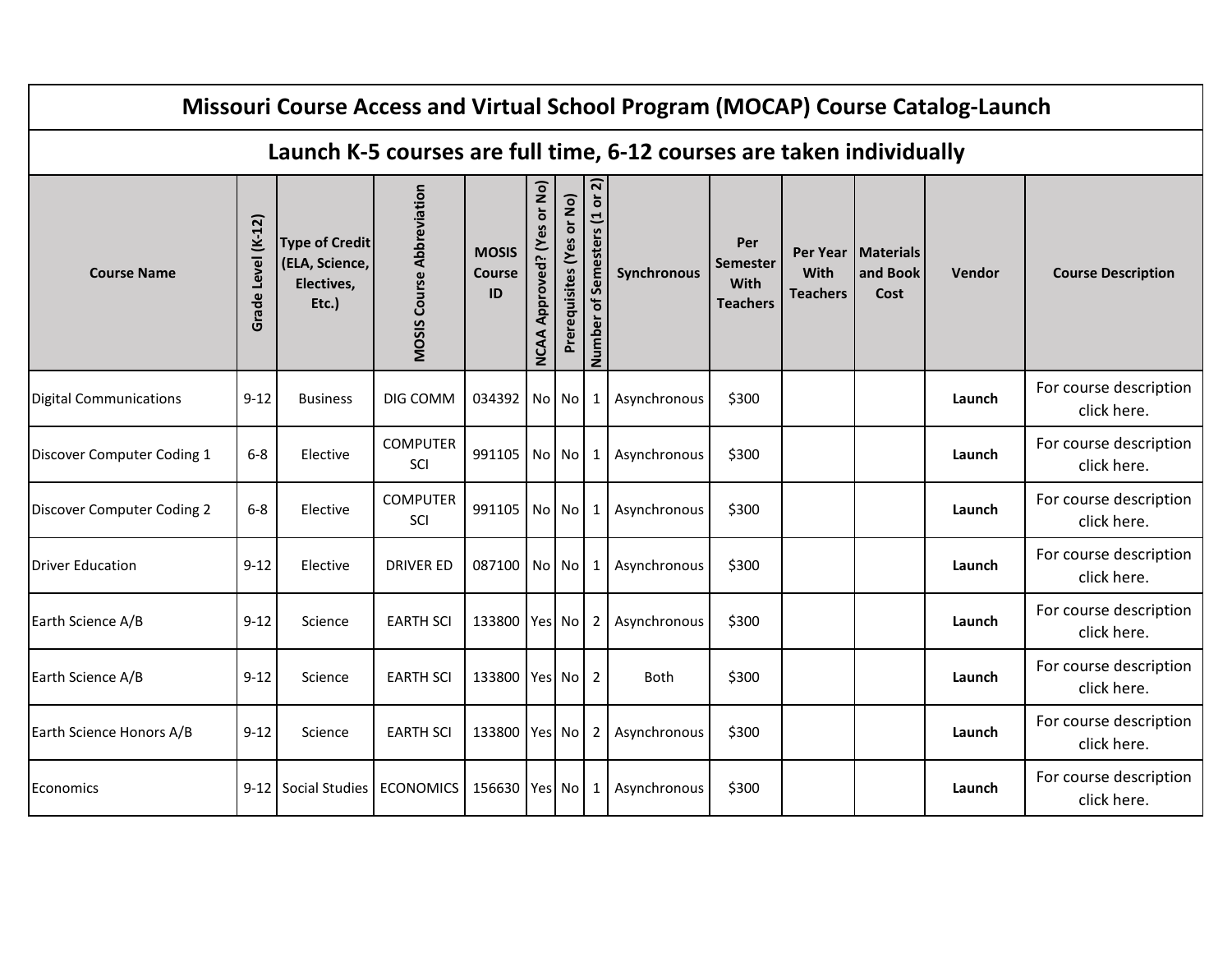# Missouri Course Access and Virtual School Program (MOCAP) Course Catalog-Launch

## Launch K-5 courses are full time, 6-12 courses are taken individually

| Course Name | Grade Level (K-12) | Type of Credit (ELA, Science, Electives, Etc.) | MOSIS Course Abbreviation | MOSIS Course ID | NCAA Approved? (Yes or No) | Prerequisites (Yes or No) | Number of Semesters (1 or 2) | Synchronous | Per Semester With Teachers | Per Year With Teachers | Materials and Book Cost | Vendor | Course Description |
|---|---|---|---|---|---|---|---|---|---|---|---|---|---|
| Digital Communications | 9-12 | Business | DIG COMM | 034392 | No | No | 1 | Asynchronous | $300 | | | **Launch** | For course description click here. |
| Discover Computer Coding 1 | 6-8 | Elective | COMPUTER SCI | 991105 | No | No | 1 | Asynchronous | $300 | | | **Launch** | For course description click here. |
| Discover Computer Coding 2 | 6-8 | Elective | COMPUTER SCI | 991105 | No | No | 1 | Asynchronous | $300 | | | **Launch** | For course description click here. |
| Driver Education | 9-12 | Elective | DRIVER ED | 087100 | No | No | 1 | Asynchronous | $300 | | | **Launch** | For course description click here. |
| Earth Science A/B | 9-12 | Science | EARTH SCI | 133800 | Yes | No | 2 | Asynchronous | $300 | | | **Launch** | For course description click here. |
| Earth Science A/B | 9-12 | Science | EARTH SCI | 133800 | Yes | No | 2 | Both | $300 | | | **Launch** | For course description click here. |
| Earth Science Honors A/B | 9-12 | Science | EARTH SCI | 133800 | Yes | No | 2 | Asynchronous | $300 | | | **Launch** | For course description click here. |
| Economics | 9-12 | Social Studies | ECONOMICS | 156630 | Yes | No | 1 | Asynchronous | $300 | | | **Launch** | For course description click here. |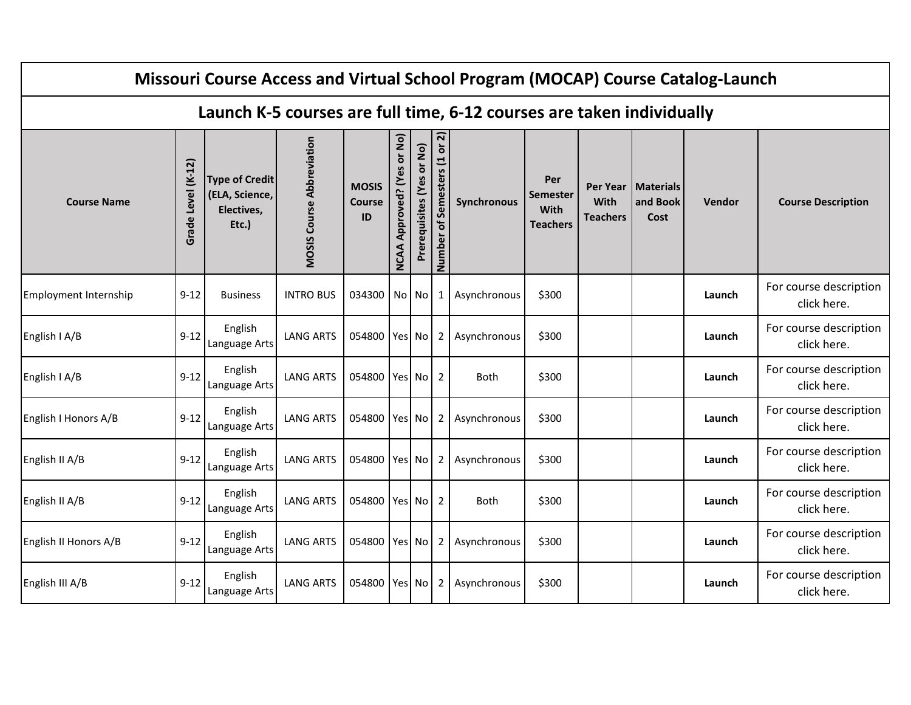# Missouri Course Access and Virtual School Program (MOCAP) Course Catalog-Launch

## Launch K-5 courses are full time, 6-12 courses are taken individually

| Course Name | Grade Level (K-12) | Type of Credit (ELA, Science, Electives, Etc.) | MOSIS Course Abbreviation | MOSIS Course ID | NCAA Approved? (Yes or No) | Prerequisites (Yes or No) | Number of Semesters (1 or 2) | Synchronous | Per Semester With Teachers | Per Year With Teachers | Materials and Book Cost | Vendor | Course Description |
|---|---|---|---|---|---|---|---|---|---|---|---|---|---|
| Employment Internship | 9-12 | Business | INTRO BUS | 034300 | No | No | 1 | Asynchronous | $300 | | | **Launch** | For course description click here. |
| English I A/B | 9-12 | English Language Arts | LANG ARTS | 054800 | Yes | No | 2 | Asynchronous | $300 | | | **Launch** | For course description click here. |
| English I A/B | 9-12 | English Language Arts | LANG ARTS | 054800 | Yes | No | 2 | Both | $300 | | | **Launch** | For course description click here. |
| English I Honors A/B | 9-12 | English Language Arts | LANG ARTS | 054800 | Yes | No | 2 | Asynchronous | $300 | | | **Launch** | For course description click here. |
| English II A/B | 9-12 | English Language Arts | LANG ARTS | 054800 | Yes | No | 2 | Asynchronous | $300 | | | **Launch** | For course description click here. |
| English II A/B | 9-12 | English Language Arts | LANG ARTS | 054800 | Yes | No | 2 | Both | $300 | | | **Launch** | For course description click here. |
| English II Honors A/B | 9-12 | English Language Arts | LANG ARTS | 054800 | Yes | No | 2 | Asynchronous | $300 | | | **Launch** | For course description click here. |
| English III A/B | 9-12 | English Language Arts | LANG ARTS | 054800 | Yes | No | 2 | Asynchronous | $300 | | | **Launch** | For course description click here. |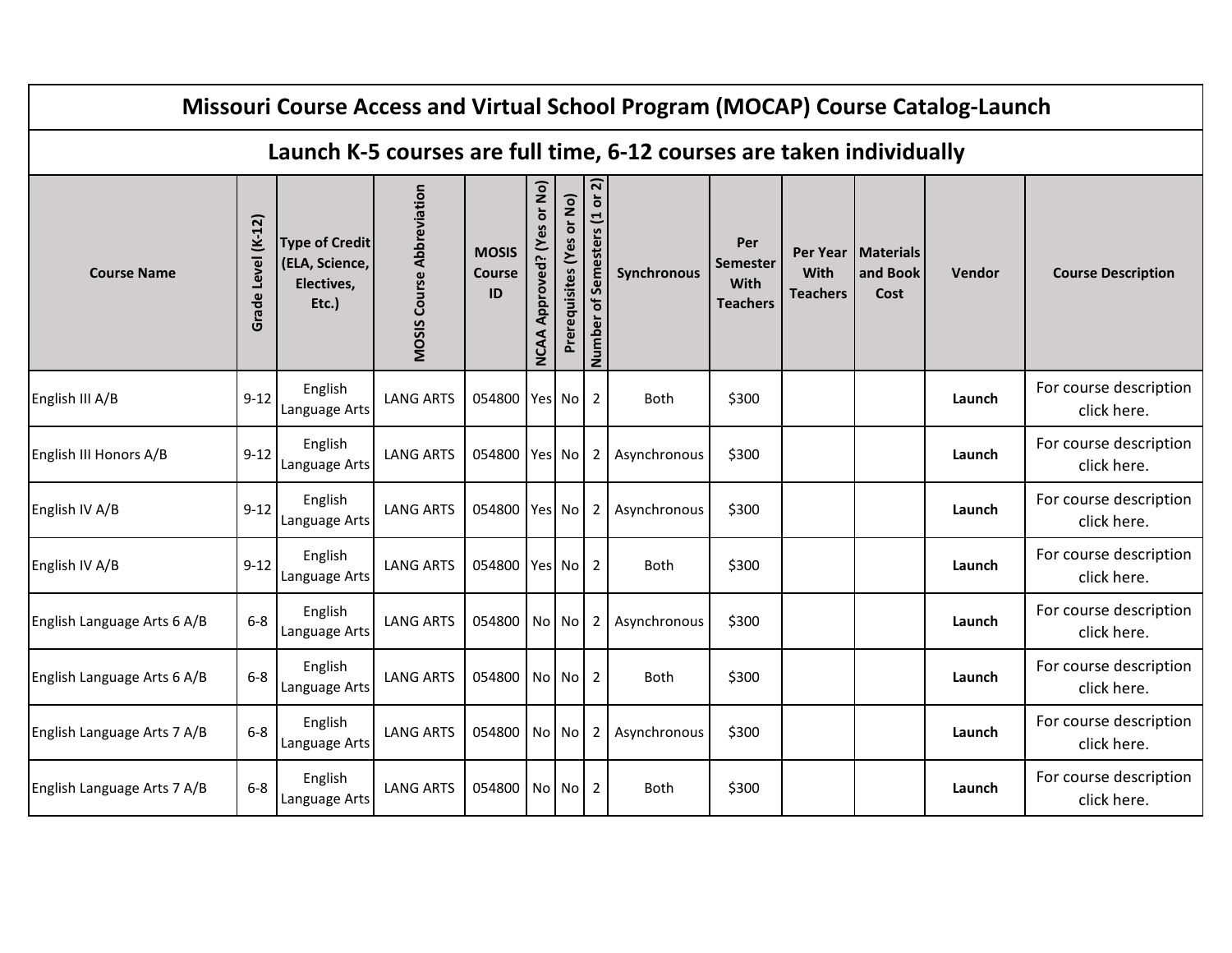# Missouri Course Access and Virtual School Program (MOCAP) Course Catalog-Launch

## Launch K-5 courses are full time, 6-12 courses are taken individually

| Course Name | Grade Level (K-12) | Type of Credit (ELA, Science, Electives, Etc.) | MOSIS Course Abbreviation | MOSIS Course ID | NCAA Approved? (Yes or No) | Prerequisites (Yes or No) | Number of Semesters (1 or 2) | Synchronous | Per Semester With Teachers | Per Year With Teachers | Materials and Book Cost | Vendor | Course Description |
|---|---|---|---|---|---|---|---|---|---|---|---|---|---|
| English III A/B | 9-12 | English Language Arts | LANG ARTS | 054800 | Yes | No | 2 | Both | $300 | | | **Launch** | For course description click here. |
| English III Honors A/B | 9-12 | English Language Arts | LANG ARTS | 054800 | Yes | No | 2 | Asynchronous | $300 | | | **Launch** | For course description click here. |
| English IV A/B | 9-12 | English Language Arts | LANG ARTS | 054800 | Yes | No | 2 | Asynchronous | $300 | | | **Launch** | For course description click here. |
| English IV A/B | 9-12 | English Language Arts | LANG ARTS | 054800 | Yes | No | 2 | Both | $300 | | | **Launch** | For course description click here. |
| English Language Arts 6 A/B | 6-8 | English Language Arts | LANG ARTS | 054800 | No | No | 2 | Asynchronous | $300 | | | **Launch** | For course description click here. |
| English Language Arts 6 A/B | 6-8 | English Language Arts | LANG ARTS | 054800 | No | No | 2 | Both | $300 | | | **Launch** | For course description click here. |
| English Language Arts 7 A/B | 6-8 | English Language Arts | LANG ARTS | 054800 | No | No | 2 | Asynchronous | $300 | | | **Launch** | For course description click here. |
| English Language Arts 7 A/B | 6-8 | English Language Arts | LANG ARTS | 054800 | No | No | 2 | Both | $300 | | | **Launch** | For course description click here. |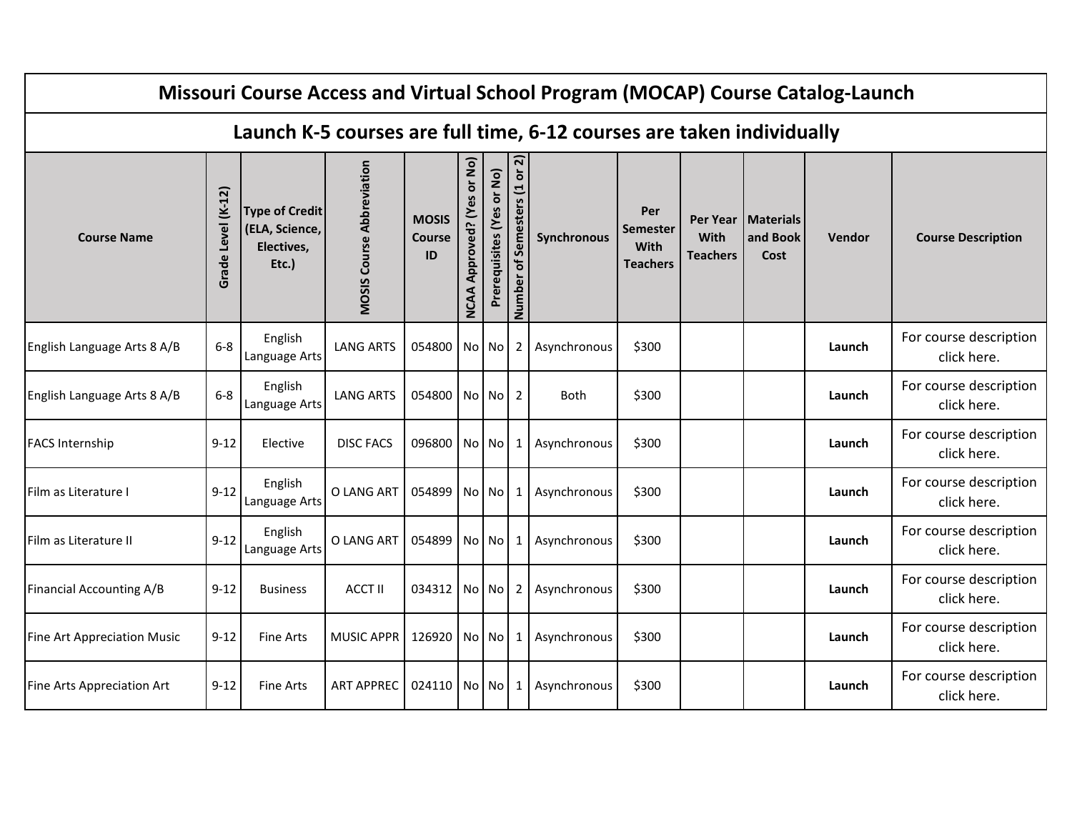| Missouri Course Access and Virtual School Program (MOCAP) Course Catalog-Launch | | | | | | | | | | | | | |
|---|---|---|---|---|---|---|---|---|---|---|---|---|---|
| Launch K-5 courses are full time, 6-12 courses are taken individually | | | | | | | | | | | | | |
| Course Name | Grade Level (K-12) | Type of Credit (ELA, Science, Electives, Etc.) | MOSIS Course Abbreviation | MOSIS Course ID | NCAA Approved? (Yes or No) | Prerequisites (Yes or No) | Number of Semesters (1 or 2) | Synchronous | Per Semester With Teachers | Per Year With Teachers | Materials and Book Cost | Vendor | Course Description |
| English Language Arts 8 A/B | 6-8 | English Language Arts | LANG ARTS | 054800 | No | No | 2 | Asynchronous | $300 | | | **Launch** | For course description click here. |
| English Language Arts 8 A/B | 6-8 | English Language Arts | LANG ARTS | 054800 | No | No | 2 | Both | $300 | | | **Launch** | For course description click here. |
| FACS Internship | 9-12 | Elective | DISC FACS | 096800 | No | No | 1 | Asynchronous | $300 | | | **Launch** | For course description click here. |
| Film as Literature I | 9-12 | English Language Arts | O LANG ART | 054899 | No | No | 1 | Asynchronous | $300 | | | **Launch** | For course description click here. |
| Film as Literature II | 9-12 | English Language Arts | O LANG ART | 054899 | No | No | 1 | Asynchronous | $300 | | | **Launch** | For course description click here. |
| Financial Accounting A/B | 9-12 | Business | ACCT II | 034312 | No | No | 2 | Asynchronous | $300 | | | **Launch** | For course description click here. |
| Fine Art Appreciation Music | 9-12 | Fine Arts | MUSIC APPR | 126920 | No | No | 1 | Asynchronous | $300 | | | **Launch** | For course description click here. |
| Fine Arts Appreciation Art | 9-12 | Fine Arts | ART APPREC | 024110 | No | No | 1 | Asynchronous | $300 | | | **Launch** | For course description click here. |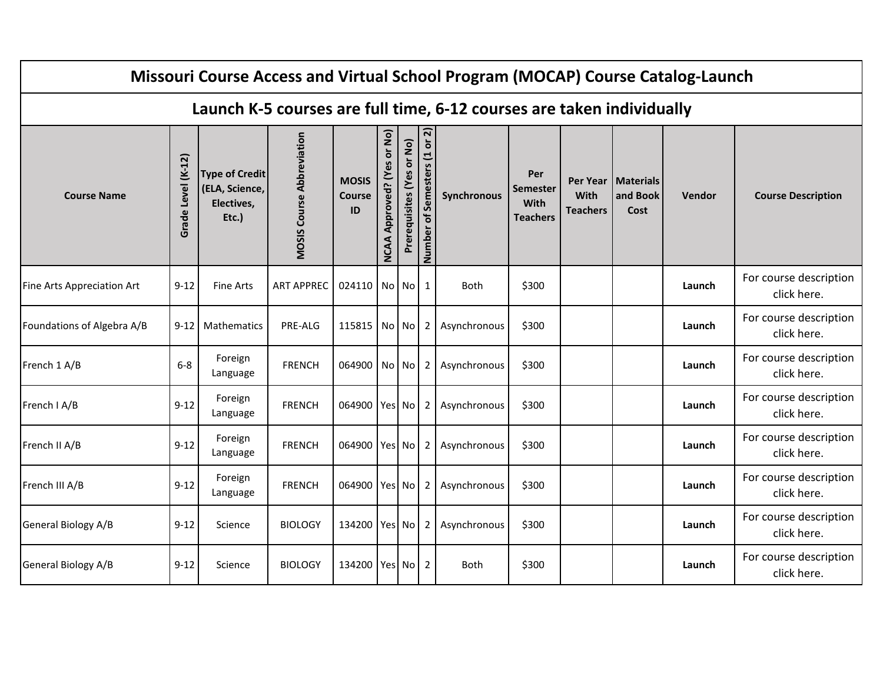# Missouri Course Access and Virtual School Program (MOCAP) Course Catalog-Launch

## Launch K-5 courses are full time, 6-12 courses are taken individually

| Course Name | Grade Level (K-12) | Type of Credit (ELA, Science, Electives, Etc.) | MOSIS Course Abbreviation | MOSIS Course ID | NCAA Approved? (Yes or No) | Prerequisites (Yes or No) | Number of Semesters (1 or 2) | Synchronous | Per Semester With Teachers | Per Year With Teachers | Materials and Book Cost | Vendor | Course Description |
|---|---|---|---|---|---|---|---|---|---|---|---|---|---|
| Fine Arts Appreciation Art | 9-12 | Fine Arts | ART APPREC | 024110 | No | No | 1 | Both | $300 | | | **Launch** | For course description click here. |
| Foundations of Algebra A/B | 9-12 | Mathematics | PRE-ALG | 115815 | No | No | 2 | Asynchronous | $300 | | | **Launch** | For course description click here. |
| French 1 A/B | 6-8 | Foreign Language | FRENCH | 064900 | No | No | 2 | Asynchronous | $300 | | | **Launch** | For course description click here. |
| French I A/B | 9-12 | Foreign Language | FRENCH | 064900 | Yes | No | 2 | Asynchronous | $300 | | | **Launch** | For course description click here. |
| French II A/B | 9-12 | Foreign Language | FRENCH | 064900 | Yes | No | 2 | Asynchronous | $300 | | | **Launch** | For course description click here. |
| French III A/B | 9-12 | Foreign Language | FRENCH | 064900 | Yes | No | 2 | Asynchronous | $300 | | | **Launch** | For course description click here. |
| General Biology A/B | 9-12 | Science | BIOLOGY | 134200 | Yes | No | 2 | Asynchronous | $300 | | | **Launch** | For course description click here. |
| General Biology A/B | 9-12 | Science | BIOLOGY | 134200 | Yes | No | 2 | Both | $300 | | | **Launch** | For course description click here. |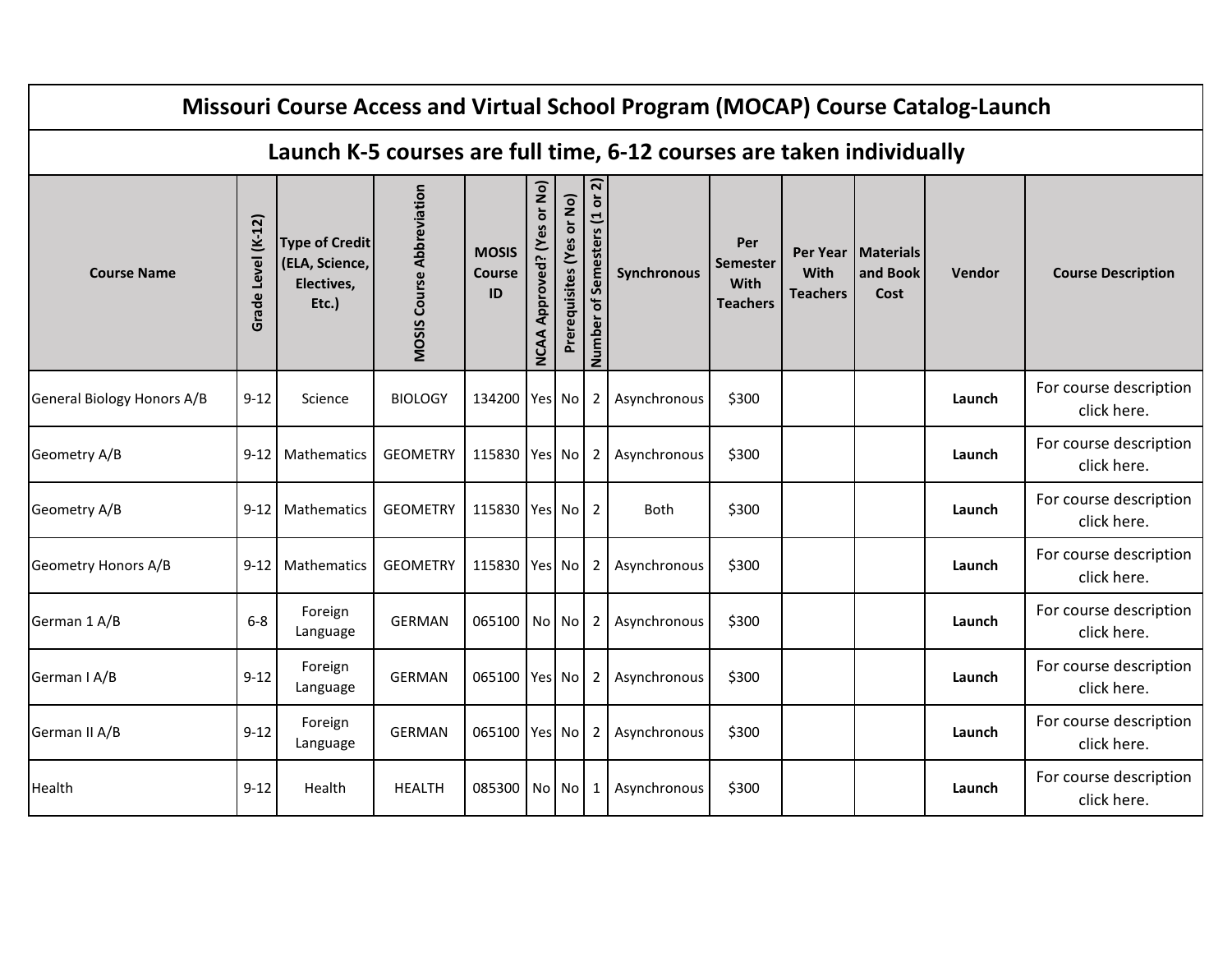# Missouri Course Access and Virtual School Program (MOCAP) Course Catalog-Launch

## Launch K-5 courses are full time, 6-12 courses are taken individually

| Course Name | Grade Level (K-12) | Type of Credit (ELA, Science, Electives, Etc.) | MOSIS Course Abbreviation | MOSIS Course ID | NCAA Approved? (Yes or No) | Prerequisites (Yes or No) | Number of Semesters (1 or 2) | Synchronous | Per Semester With Teachers | Per Year With Teachers | Materials and Book Cost | Vendor | Course Description |
|---|---|---|---|---|---|---|---|---|---|---|---|---|---|
| General Biology Honors A/B | 9-12 | Science | BIOLOGY | 134200 | Yes | No | 2 | Asynchronous | $300 | | | **Launch** | For course description click here. |
| Geometry A/B | 9-12 | Mathematics | GEOMETRY | 115830 | Yes | No | 2 | Asynchronous | $300 | | | **Launch** | For course description click here. |
| Geometry A/B | 9-12 | Mathematics | GEOMETRY | 115830 | Yes | No | 2 | Both | $300 | | | **Launch** | For course description click here. |
| Geometry Honors A/B | 9-12 | Mathematics | GEOMETRY | 115830 | Yes | No | 2 | Asynchronous | $300 | | | **Launch** | For course description click here. |
| German 1 A/B | 6-8 | Foreign Language | GERMAN | 065100 | No | No | 2 | Asynchronous | $300 | | | **Launch** | For course description click here. |
| German I A/B | 9-12 | Foreign Language | GERMAN | 065100 | Yes | No | 2 | Asynchronous | $300 | | | **Launch** | For course description click here. |
| German II A/B | 9-12 | Foreign Language | GERMAN | 065100 | Yes | No | 2 | Asynchronous | $300 | | | **Launch** | For course description click here. |
| Health | 9-12 | Health | HEALTH | 085300 | No | No | 1 | Asynchronous | $300 | | | **Launch** | For course description click here. |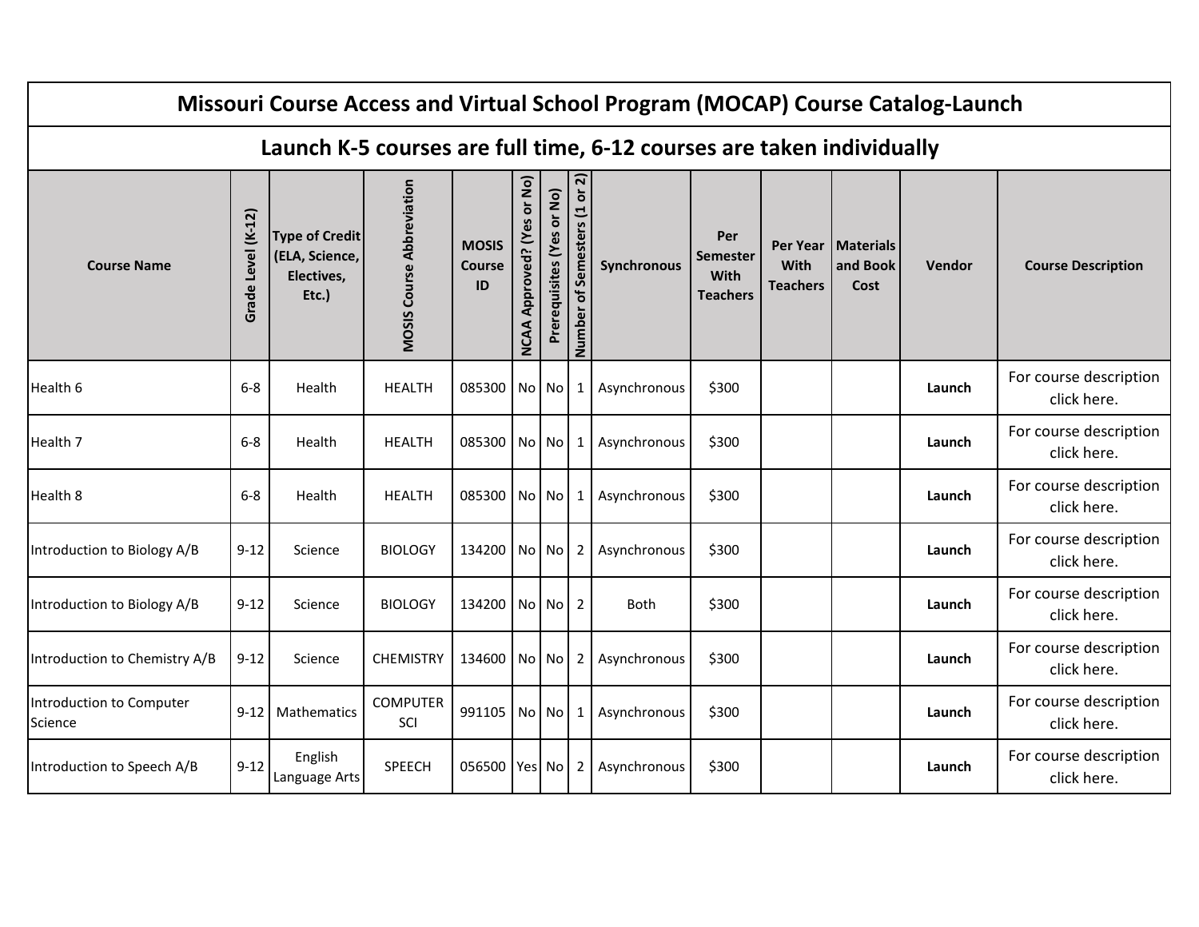# Missouri Course Access and Virtual School Program (MOCAP) Course Catalog-Launch

## Launch K-5 courses are full time, 6-12 courses are taken individually

| Course Name | Grade Level (K-12) | Type of Credit (ELA, Science, Electives, Etc.) | MOSIS Course Abbreviation | MOSIS Course ID | NCAA Approved? (Yes or No) | Prerequisites (Yes or No) | Number of Semesters (1 or 2) | Synchronous | Per Semester With Teachers | Per Year With Teachers | Materials and Book Cost | Vendor | Course Description |
|---|---|---|---|---|---|---|---|---|---|---|---|---|---|
| Health 6 | 6-8 | Health | HEALTH | 085300 | No | No | 1 | Asynchronous | $300 | | | **Launch** | For course description click here. |
| Health 7 | 6-8 | Health | HEALTH | 085300 | No | No | 1 | Asynchronous | $300 | | | **Launch** | For course description click here. |
| Health 8 | 6-8 | Health | HEALTH | 085300 | No | No | 1 | Asynchronous | $300 | | | **Launch** | For course description click here. |
| Introduction to Biology A/B | 9-12 | Science | BIOLOGY | 134200 | No | No | 2 | Asynchronous | $300 | | | **Launch** | For course description click here. |
| Introduction to Biology A/B | 9-12 | Science | BIOLOGY | 134200 | No | No | 2 | Both | $300 | | | **Launch** | For course description click here. |
| Introduction to Chemistry A/B | 9-12 | Science | CHEMISTRY | 134600 | No | No | 2 | Asynchronous | $300 | | | **Launch** | For course description click here. |
| Introduction to Computer Science | 9-12 | Mathematics | COMPUTER SCI | 991105 | No | No | 1 | Asynchronous | $300 | | | **Launch** | For course description click here. |
| Introduction to Speech A/B | 9-12 | English Language Arts | SPEECH | 056500 | Yes | No | 2 | Asynchronous | $300 | | | **Launch** | For course description click here. |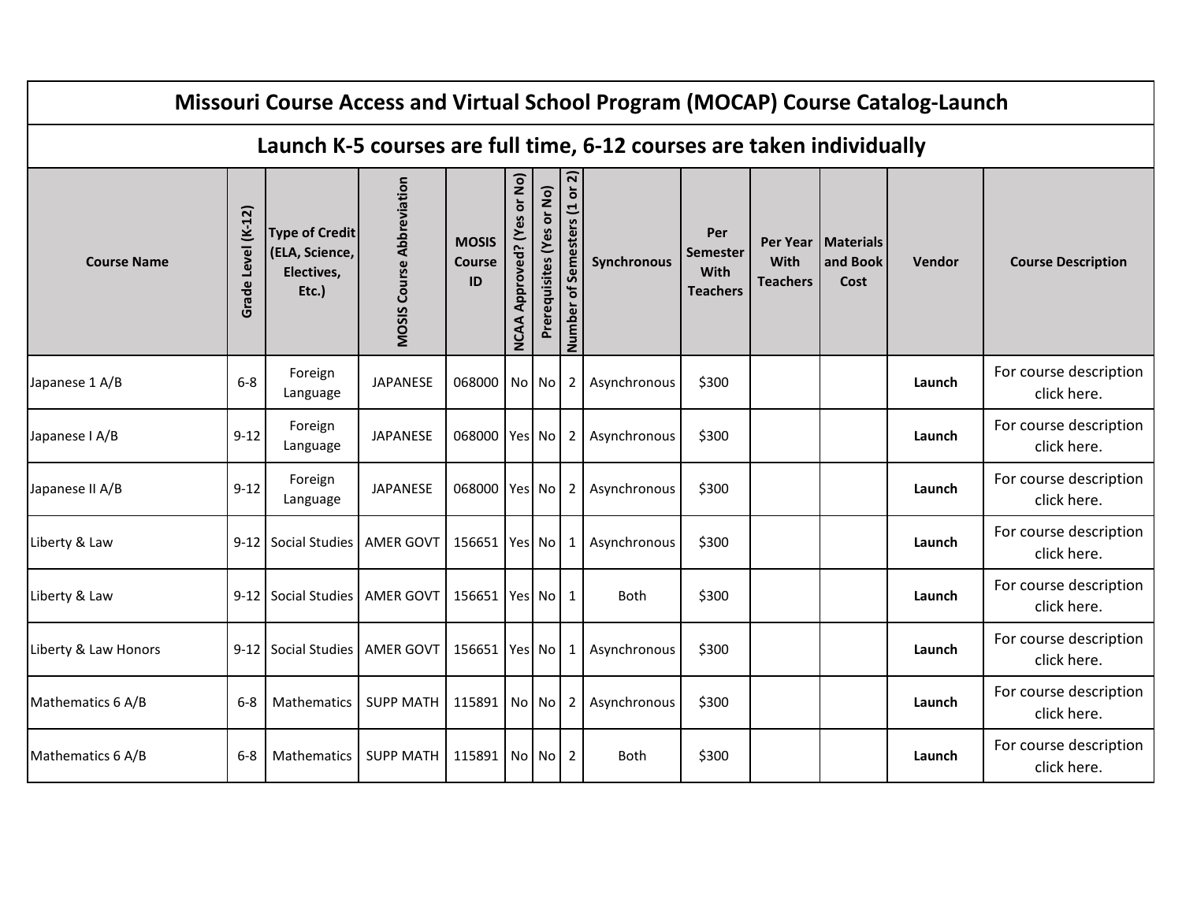# Missouri Course Access and Virtual School Program (MOCAP) Course Catalog-Launch

## Launch K-5 courses are full time, 6-12 courses are taken individually

| Course Name | Grade Level (K-12) | Type of Credit (ELA, Science, Electives, Etc.) | MOSIS Course Abbreviation | MOSIS Course ID | NCAA Approved? (Yes or No) | Prerequisites (Yes or No) | Number of Semesters (1 or 2) | Synchronous | Per Semester With Teachers | Per Year With Teachers | Materials and Book Cost | Vendor | Course Description |
|---|---|---|---|---|---|---|---|---|---|---|---|---|---|
| Japanese 1 A/B | 6-8 | Foreign Language | JAPANESE | 068000 | No | No | 2 | Asynchronous | $300 | | | **Launch** | For course description click here. |
| Japanese I A/B | 9-12 | Foreign Language | JAPANESE | 068000 | Yes | No | 2 | Asynchronous | $300 | | | **Launch** | For course description click here. |
| Japanese II A/B | 9-12 | Foreign Language | JAPANESE | 068000 | Yes | No | 2 | Asynchronous | $300 | | | **Launch** | For course description click here. |
| Liberty & Law | 9-12 | Social Studies | AMER GOVT | 156651 | Yes | No | 1 | Asynchronous | $300 | | | **Launch** | For course description click here. |
| Liberty & Law | 9-12 | Social Studies | AMER GOVT | 156651 | Yes | No | 1 | Both | $300 | | | **Launch** | For course description click here. |
| Liberty & Law Honors | 9-12 | Social Studies | AMER GOVT | 156651 | Yes | No | 1 | Asynchronous | $300 | | | **Launch** | For course description click here. |
| Mathematics 6 A/B | 6-8 | Mathematics | SUPP MATH | 115891 | No | No | 2 | Asynchronous | $300 | | | **Launch** | For course description click here. |
| Mathematics 6 A/B | 6-8 | Mathematics | SUPP MATH | 115891 | No | No | 2 | Both | $300 | | | **Launch** | For course description click here. |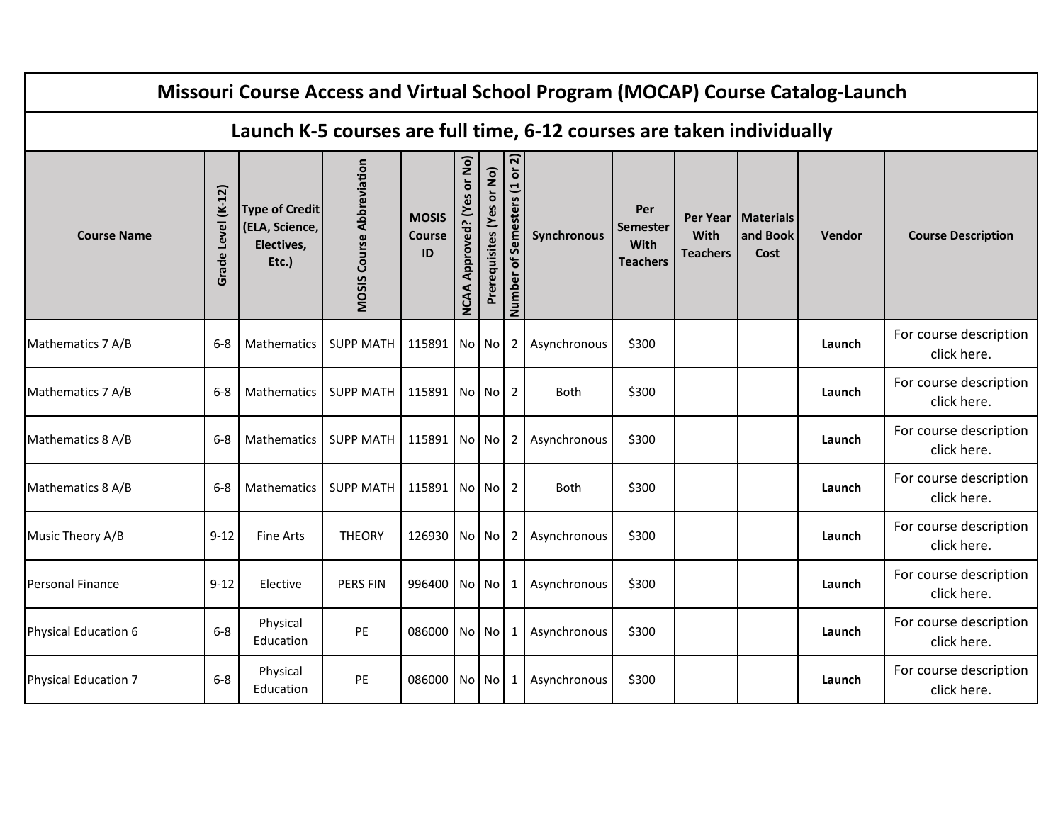# Missouri Course Access and Virtual School Program (MOCAP) Course Catalog-Launch

## Launch K-5 courses are full time, 6-12 courses are taken individually

| Course Name | Grade Level (K-12) | Type of Credit (ELA, Science, Electives, Etc.) | MOSIS Course Abbreviation | MOSIS Course ID | NCAA Approved? (Yes or No) | Prerequisites (Yes or No) | Number of Semesters (1 or 2) | Synchronous | Per Semester With Teachers | Per Year With Teachers | Materials and Book Cost | Vendor | Course Description |
|---|---|---|---|---|---|---|---|---|---|---|---|---|---|
| Mathematics 7 A/B | 6-8 | Mathematics | SUPP MATH | 115891 | No | No | 2 | Asynchronous | $300 | | | **Launch** | For course description click here. |
| Mathematics 7 A/B | 6-8 | Mathematics | SUPP MATH | 115891 | No | No | 2 | Both | $300 | | | **Launch** | For course description click here. |
| Mathematics 8 A/B | 6-8 | Mathematics | SUPP MATH | 115891 | No | No | 2 | Asynchronous | $300 | | | **Launch** | For course description click here. |
| Mathematics 8 A/B | 6-8 | Mathematics | SUPP MATH | 115891 | No | No | 2 | Both | $300 | | | **Launch** | For course description click here. |
| Music Theory A/B | 9-12 | Fine Arts | THEORY | 126930 | No | No | 2 | Asynchronous | $300 | | | **Launch** | For course description click here. |
| Personal Finance | 9-12 | Elective | PERS FIN | 996400 | No | No | 1 | Asynchronous | $300 | | | **Launch** | For course description click here. |
| Physical Education 6 | 6-8 | Physical Education | PE | 086000 | No | No | 1 | Asynchronous | $300 | | | **Launch** | For course description click here. |
| Physical Education 7 | 6-8 | Physical Education | PE | 086000 | No | No | 1 | Asynchronous | $300 | | | **Launch** | For course description click here. |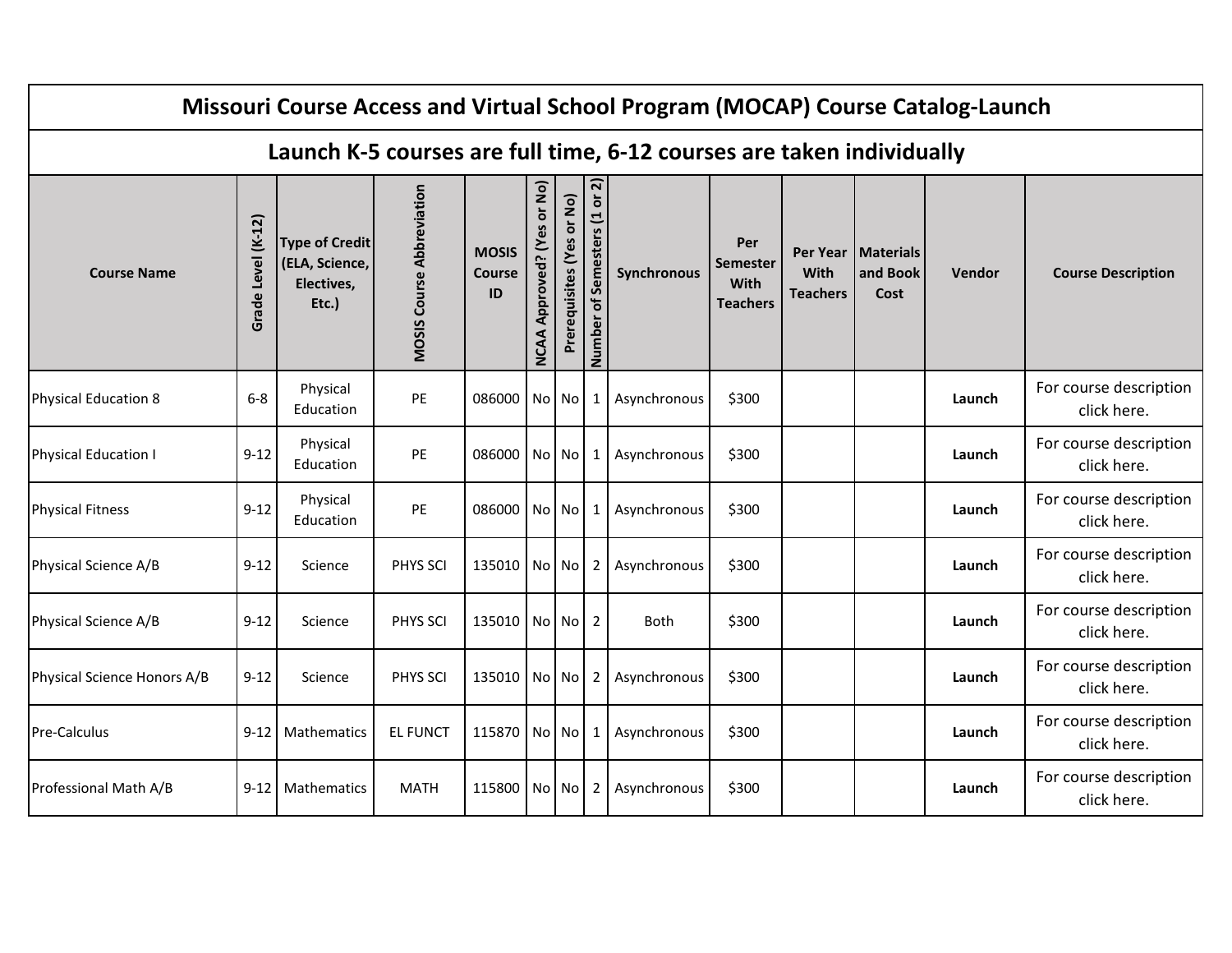# Missouri Course Access and Virtual School Program (MOCAP) Course Catalog-Launch

## Launch K-5 courses are full time, 6-12 courses are taken individually

| Course Name | Grade Level (K-12) | Type of Credit (ELA, Science, Electives, Etc.) | MOSIS Course Abbreviation | MOSIS Course ID | NCAA Approved? (Yes or No) | Prerequisites (Yes or No) | Number of Semesters (1 or 2) | Synchronous | Per Semester With Teachers | Per Year With Teachers | Materials and Book Cost | Vendor | Course Description |
|---|---|---|---|---|---|---|---|---|---|---|---|---|---|
| Physical Education 8 | 6-8 | Physical Education | PE | 086000 | No | No | 1 | Asynchronous | $300 | | | **Launch** | For course description click here. |
| Physical Education I | 9-12 | Physical Education | PE | 086000 | No | No | 1 | Asynchronous | $300 | | | **Launch** | For course description click here. |
| Physical Fitness | 9-12 | Physical Education | PE | 086000 | No | No | 1 | Asynchronous | $300 | | | **Launch** | For course description click here. |
| Physical Science A/B | 9-12 | Science | PHYS SCI | 135010 | No | No | 2 | Asynchronous | $300 | | | **Launch** | For course description click here. |
| Physical Science A/B | 9-12 | Science | PHYS SCI | 135010 | No | No | 2 | Both | $300 | | | **Launch** | For course description click here. |
| Physical Science Honors A/B | 9-12 | Science | PHYS SCI | 135010 | No | No | 2 | Asynchronous | $300 | | | **Launch** | For course description click here. |
| Pre-Calculus | 9-12 | Mathematics | EL FUNCT | 115870 | No | No | 1 | Asynchronous | $300 | | | **Launch** | For course description click here. |
| Professional Math A/B | 9-12 | Mathematics | MATH | 115800 | No | No | 2 | Asynchronous | $300 | | | **Launch** | For course description click here. |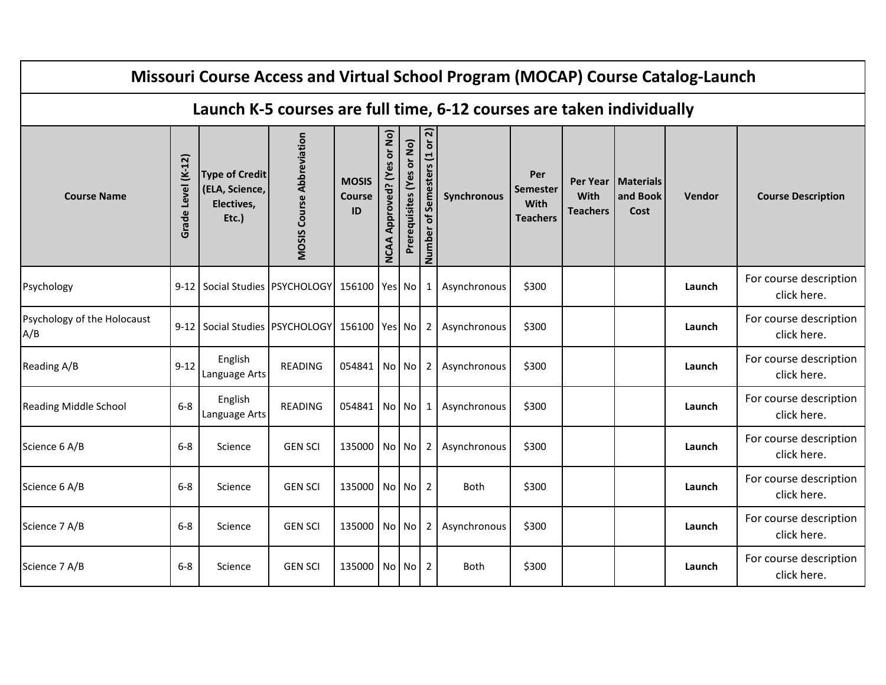| Missouri Course Access and Virtual School Program (MOCAP) Course Catalog-Launch | | | | | | | | | | | | | |
|---|---|---|---|---|---|---|---|---|---|---|---|---|---|
| Launch K-5 courses are full time, 6-12 courses are taken individually | | | | | | | | | | | | | |
| Course Name | Grade Level (K-12) | Type of Credit (ELA, Science, Electives, Etc.) | MOSIS Course Abbreviation | MOSIS Course ID | NCAA Approved? (Yes or No) | Prerequisites (Yes or No) | Number of Semesters (1 or 2) | Synchronous | Per Semester With Teachers | Per Year With Teachers | Materials and Book Cost | Vendor | Course Description |
| Psychology | 9-12 | Social Studies | PSYCHOLOGY | 156100 | Yes | No | 1 | Asynchronous | $300 | | | **Launch** | For course description click here. |
| Psychology of the Holocaust A/B | 9-12 | Social Studies | PSYCHOLOGY | 156100 | Yes | No | 2 | Asynchronous | $300 | | | **Launch** | For course description click here. |
| Reading A/B | 9-12 | English Language Arts | READING | 054841 | No | No | 2 | Asynchronous | $300 | | | **Launch** | For course description click here. |
| Reading Middle School | 6-8 | English Language Arts | READING | 054841 | No | No | 1 | Asynchronous | $300 | | | **Launch** | For course description click here. |
| Science 6 A/B | 6-8 | Science | GEN SCI | 135000 | No | No | 2 | Asynchronous | $300 | | | **Launch** | For course description click here. |
| Science 6 A/B | 6-8 | Science | GEN SCI | 135000 | No | No | 2 | Both | $300 | | | **Launch** | For course description click here. |
| Science 7 A/B | 6-8 | Science | GEN SCI | 135000 | No | No | 2 | Asynchronous | $300 | | | **Launch** | For course description click here. |
| Science 7 A/B | 6-8 | Science | GEN SCI | 135000 | No | No | 2 | Both | $300 | | | **Launch** | For course description click here. |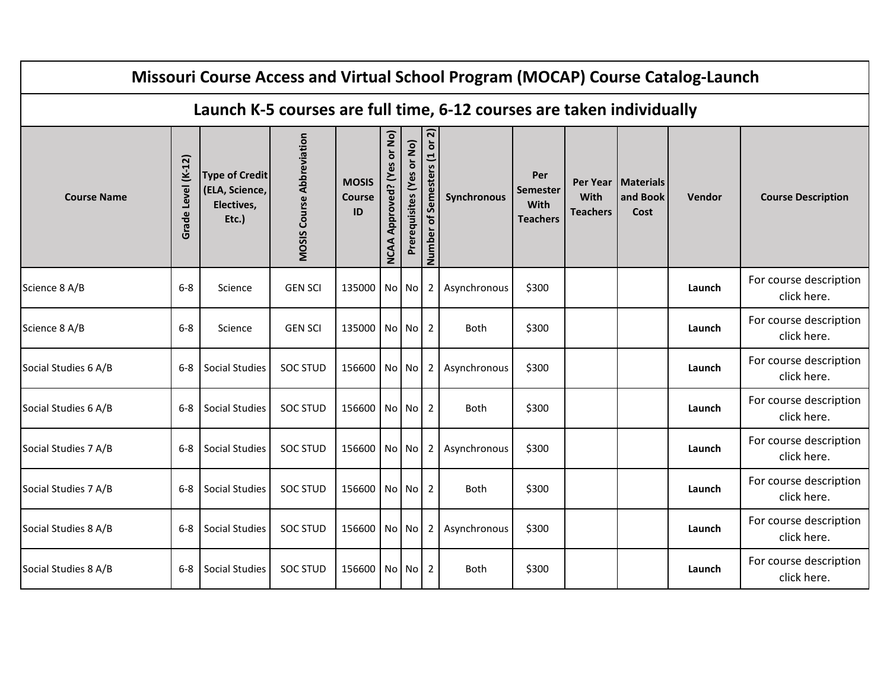| Missouri Course Access and Virtual School Program (MOCAP) Course Catalog-Launch | | | | | | | | | | | | | |
|---|---|---|---|---|---|---|---|---|---|---|---|---|---|
| Launch K-5 courses are full time, 6-12 courses are taken individually | | | | | | | | | | | | | |
| Course Name | Grade Level (K-12) | Type of Credit (ELA, Science, Electives, Etc.) | MOSIS Course Abbreviation | MOSIS Course ID | NCAA Approved? (Yes or No) | Prerequisites (Yes or No) | Number of Semesters (1 or 2) | Synchronous | Per Semester With Teachers | Per Year With Teachers | Materials and Book Cost | Vendor | Course Description |
| Science 8 A/B | 6-8 | Science | GEN SCI | 135000 | No | No | 2 | Asynchronous | $300 | | | **Launch** | For course description click here. |
| Science 8 A/B | 6-8 | Science | GEN SCI | 135000 | No | No | 2 | Both | $300 | | | **Launch** | For course description click here. |
| Social Studies 6 A/B | 6-8 | Social Studies | SOC STUD | 156600 | No | No | 2 | Asynchronous | $300 | | | **Launch** | For course description click here. |
| Social Studies 6 A/B | 6-8 | Social Studies | SOC STUD | 156600 | No | No | 2 | Both | $300 | | | **Launch** | For course description click here. |
| Social Studies 7 A/B | 6-8 | Social Studies | SOC STUD | 156600 | No | No | 2 | Asynchronous | $300 | | | **Launch** | For course description click here. |
| Social Studies 7 A/B | 6-8 | Social Studies | SOC STUD | 156600 | No | No | 2 | Both | $300 | | | **Launch** | For course description click here. |
| Social Studies 8 A/B | 6-8 | Social Studies | SOC STUD | 156600 | No | No | 2 | Asynchronous | $300 | | | **Launch** | For course description click here. |
| Social Studies 8 A/B | 6-8 | Social Studies | SOC STUD | 156600 | No | No | 2 | Both | $300 | | | **Launch** | For course description click here. |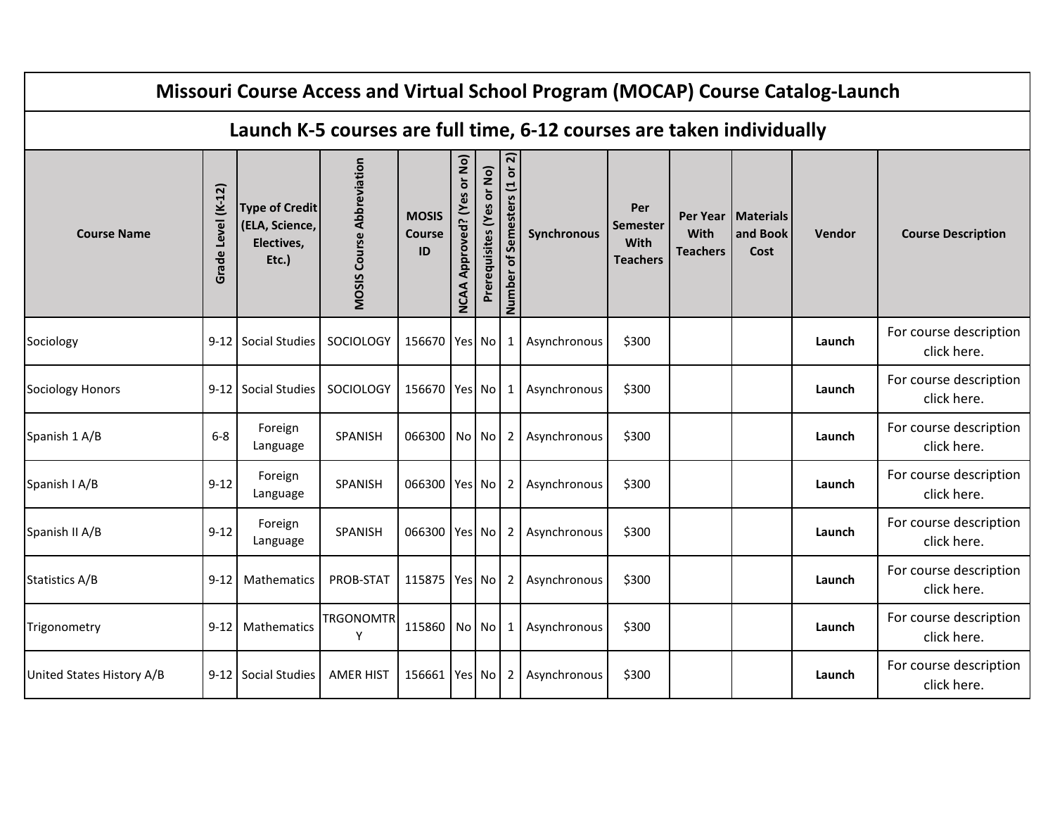## Missouri Course Access and Virtual School Program (MOCAP) Course Catalog-Launch

### Launch K-5 courses are full time, 6-12 courses are taken individually

| Course Name | Grade Level (K-12) | Type of Credit (ELA, Science, Electives, Etc.) | MOSIS Course Abbreviation | MOSIS Course ID | NCAA Approved? (Yes or No) | Prerequisites (Yes or No) | Number of Semesters (1 or 2) | Synchronous | Per Semester With Teachers | Per Year With Teachers | Materials and Book Cost | Vendor | Course Description |
|---|---|---|---|---|---|---|---|---|---|---|---|---|---|
| Sociology | 9-12 | Social Studies | SOCIOLOGY | 156670 | Yes | No | 1 | Asynchronous | $300 | | | **Launch** | For course description click here. |
| Sociology Honors | 9-12 | Social Studies | SOCIOLOGY | 156670 | Yes | No | 1 | Asynchronous | $300 | | | **Launch** | For course description click here. |
| Spanish 1 A/B | 6-8 | Foreign Language | SPANISH | 066300 | No | No | 2 | Asynchronous | $300 | | | **Launch** | For course description click here. |
| Spanish I A/B | 9-12 | Foreign Language | SPANISH | 066300 | Yes | No | 2 | Asynchronous | $300 | | | **Launch** | For course description click here. |
| Spanish II A/B | 9-12 | Foreign Language | SPANISH | 066300 | Yes | No | 2 | Asynchronous | $300 | | | **Launch** | For course description click here. |
| Statistics A/B | 9-12 | Mathematics | PROB-STAT | 115875 | Yes | No | 2 | Asynchronous | $300 | | | **Launch** | For course description click here. |
| Trigonometry | 9-12 | Mathematics | TRGONOMTRY | 115860 | No | No | 1 | Asynchronous | $300 | | | **Launch** | For course description click here. |
| United States History A/B | 9-12 | Social Studies | AMER HIST | 156661 | Yes | No | 2 | Asynchronous | $300 | | | **Launch** | For course description click here. |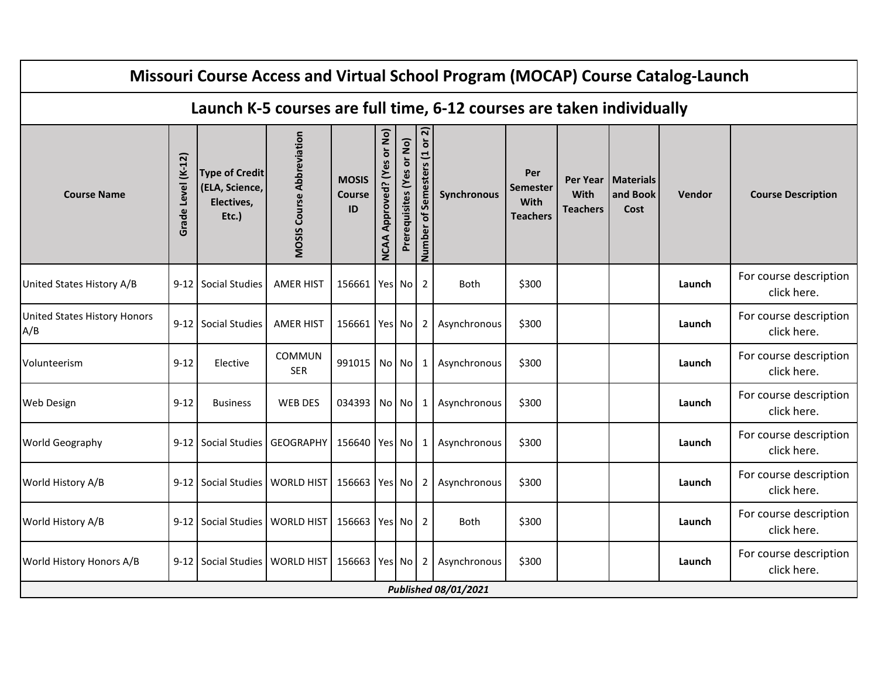# Missouri Course Access and Virtual School Program (MOCAP) Course Catalog-Launch

## Launch K-5 courses are full time, 6-12 courses are taken individually

| Course Name | Grade Level (K-12) | Type of Credit (ELA, Science, Electives, Etc.) | MOSIS Course Abbreviation | MOSIS Course ID | NCAA Approved? (Yes or No) | Prerequisites (Yes or No) | Number of Semesters (1 or 2) | Synchronous | Per Semester With Teachers | Per Year With Teachers | Materials and Book Cost | Vendor | Course Description |
|---|---|---|---|---|---|---|---|---|---|---|---|---|---|
| United States History A/B | 9-12 | Social Studies | AMER HIST | 156661 | Yes | No | 2 | Both | $300 | | | **Launch** | For course description click here. |
| United States History Honors A/B | 9-12 | Social Studies | AMER HIST | 156661 | Yes | No | 2 | Asynchronous | $300 | | | **Launch** | For course description click here. |
| Volunteerism | 9-12 | Elective | COMMUN SER | 991015 | No | No | 1 | Asynchronous | $300 | | | **Launch** | For course description click here. |
| Web Design | 9-12 | Business | WEB DES | 034393 | No | No | 1 | Asynchronous | $300 | | | **Launch** | For course description click here. |
| World Geography | 9-12 | Social Studies | GEOGRAPHY | 156640 | Yes | No | 1 | Asynchronous | $300 | | | **Launch** | For course description click here. |
| World History A/B | 9-12 | Social Studies | WORLD HIST | 156663 | Yes | No | 2 | Asynchronous | $300 | | | **Launch** | For course description click here. |
| World History A/B | 9-12 | Social Studies | WORLD HIST | 156663 | Yes | No | 2 | Both | $300 | | | **Launch** | For course description click here. |
| World History Honors A/B | 9-12 | Social Studies | WORLD HIST | 156663 | Yes | No | 2 | Asynchronous | $300 | | | **Launch** | For course description click here. |

***Published 08/01/2021***